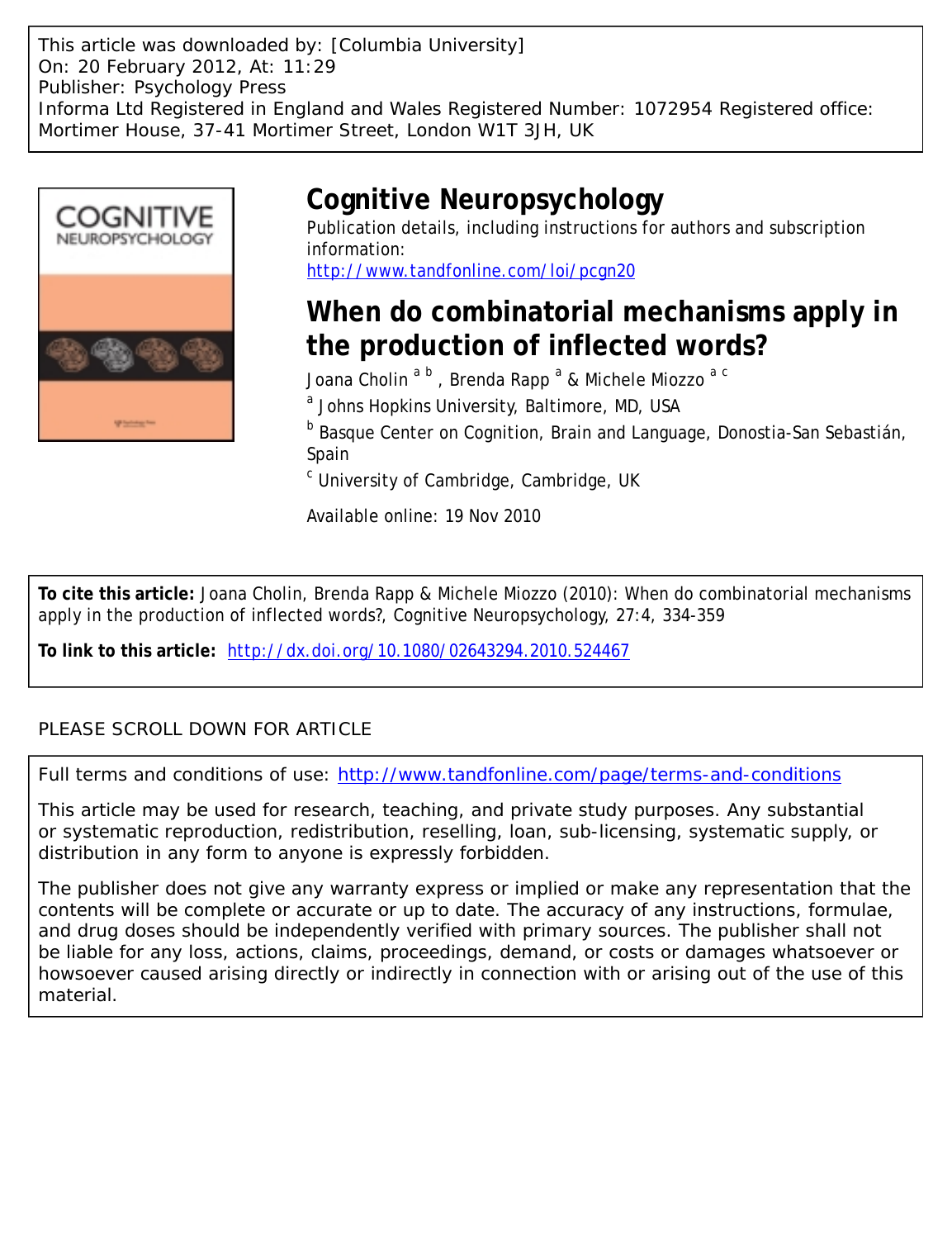This article was downloaded by: [Columbia University]
On: 20 February 2012, At: 11:29
Publisher: Psychology Press
Informa Ltd Registered in England and Wales Registered Number: 1072954 Registered office: Mortimer House, 37-41 Mortimer Street, London W1T 3JH, UK

# Cognitive Neuropsychology

Publication details, including instructions for authors and subscription information:
http://www.tandfonline.com/loi/pcgn20

## When do combinatorial mechanisms apply in the production of inflected words?

Joana Cholin [a b], Brenda Rapp [a] & Michele Miozzo [a c]

[a] Johns Hopkins University, Baltimore, MD, USA

[b] Basque Center on Cognition, Brain and Language, Donostia-San Sebastián, Spain

[c] University of Cambridge, Cambridge, UK

Available online: 19 Nov 2010

**To cite this article:** Joana Cholin, Brenda Rapp & Michele Miozzo (2010): When do combinatorial mechanisms apply in the production of inflected words?, Cognitive Neuropsychology, 27:4, 334-359

**To link to this article:** http://dx.doi.org/10.1080/02643294.2010.524467

PLEASE SCROLL DOWN FOR ARTICLE

Full terms and conditions of use: http://www.tandfonline.com/page/terms-and-conditions

This article may be used for research, teaching, and private study purposes. Any substantial or systematic reproduction, redistribution, reselling, loan, sub-licensing, systematic supply, or distribution in any form to anyone is expressly forbidden.

The publisher does not give any warranty express or implied or make any representation that the contents will be complete or accurate or up to date. The accuracy of any instructions, formulae, and drug doses should be independently verified with primary sources. The publisher shall not be liable for any loss, actions, claims, proceedings, demand, or costs or damages whatsoever or howsoever caused arising directly or indirectly in connection with or arising out of the use of this material.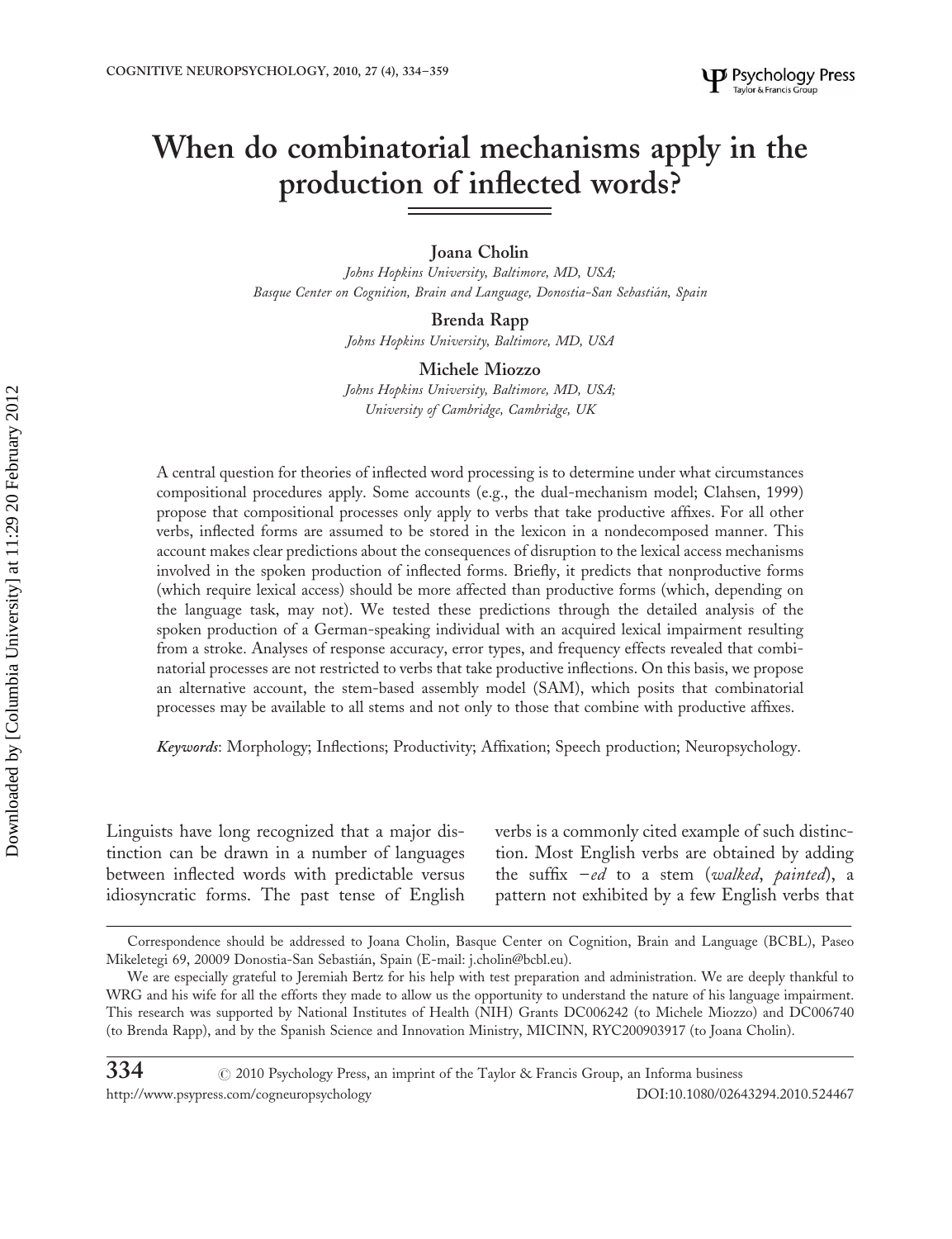# When do combinatorial mechanisms apply in the production of inflected words?

**Joana Cholin**

*Johns Hopkins University, Baltimore, MD, USA; Basque Center on Cognition, Brain and Language, Donostia-San Sebastián, Spain*

**Brenda Rapp**

*Johns Hopkins University, Baltimore, MD, USA*

**Michele Miozzo**

*Johns Hopkins University, Baltimore, MD, USA; University of Cambridge, Cambridge, UK*

A central question for theories of inflected word processing is to determine under what circumstances compositional procedures apply. Some accounts (e.g., the dual-mechanism model; Clahsen, 1999) propose that compositional processes only apply to verbs that take productive affixes. For all other verbs, inflected forms are assumed to be stored in the lexicon in a nondecomposed manner. This account makes clear predictions about the consequences of disruption to the lexical access mechanisms involved in the spoken production of inflected forms. Briefly, it predicts that nonproductive forms (which require lexical access) should be more affected than productive forms (which, depending on the language task, may not). We tested these predictions through the detailed analysis of the spoken production of a German-speaking individual with an acquired lexical impairment resulting from a stroke. Analyses of response accuracy, error types, and frequency effects revealed that combinatorial processes are not restricted to verbs that take productive inflections. On this basis, we propose an alternative account, the stem-based assembly model (SAM), which posits that combinatorial processes may be available to all stems and not only to those that combine with productive affixes.

*Keywords*: Morphology; Inflections; Productivity; Affixation; Speech production; Neuropsychology.

Linguists have long recognized that a major distinction can be drawn in a number of languages between inflected words with predictable versus idiosyncratic forms. The past tense of English verbs is a commonly cited example of such distinction. Most English verbs are obtained by adding the suffix *–ed* to a stem (*walked*, *painted*), a pattern not exhibited by a few English verbs that

Correspondence should be addressed to Joana Cholin, Basque Center on Cognition, Brain and Language (BCBL), Paseo Mikeletegi 69, 20009 Donostia-San Sebastián, Spain (E-mail: j.cholin@bcbl.eu).

We are especially grateful to Jeremiah Bertz for his help with test preparation and administration. We are deeply thankful to WRG and his wife for all the efforts they made to allow us the opportunity to understand the nature of his language impairment. This research was supported by National Institutes of Health (NIH) Grants DC006242 (to Michele Miozzo) and DC006740 (to Brenda Rapp), and by the Spanish Science and Innovation Ministry, MICINN, RYC200903917 (to Joana Cholin).

© 2010 Psychology Press, an imprint of the Taylor & Francis Group, an Informa business
http://www.psypress.com/cogneuropsychology DOI:10.1080/02643294.2010.524467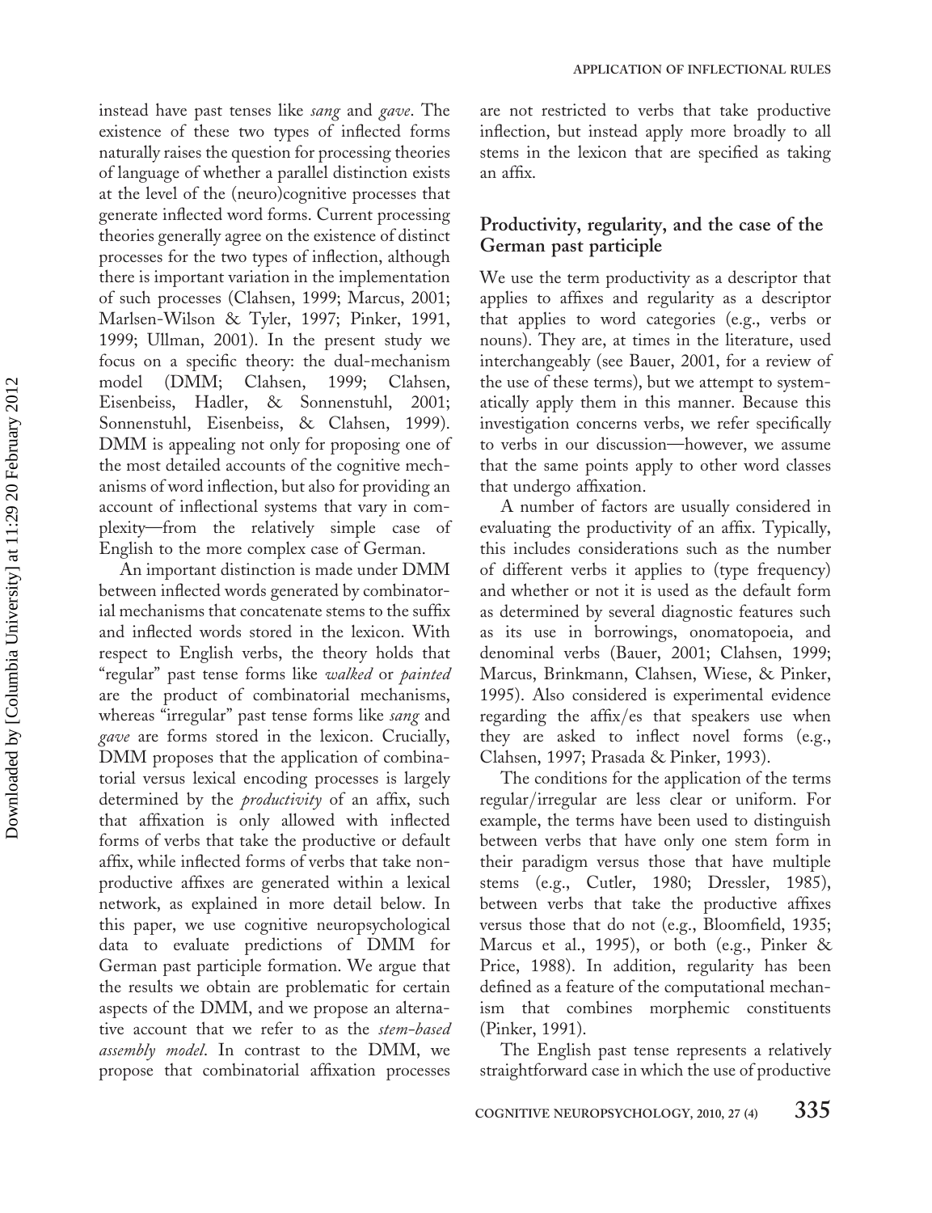instead have past tenses like *sang* and *gave*. The existence of these two types of inflected forms naturally raises the question for processing theories of language of whether a parallel distinction exists at the level of the (neuro)cognitive processes that generate inflected word forms. Current processing theories generally agree on the existence of distinct processes for the two types of inflection, although there is important variation in the implementation of such processes (Clahsen, 1999; Marcus, 2001; Marlsen-Wilson & Tyler, 1997; Pinker, 1991, 1999; Ullman, 2001). In the present study we focus on a specific theory: the dual-mechanism model (DMM; Clahsen, 1999; Clahsen, Eisenbeiss, Hadler, & Sonnenstuhl, 2001; Sonnenstuhl, Eisenbeiss, & Clahsen, 1999). DMM is appealing not only for proposing one of the most detailed accounts of the cognitive mechanisms of word inflection, but also for providing an account of inflectional systems that vary in complexity—from the relatively simple case of English to the more complex case of German.

An important distinction is made under DMM between inflected words generated by combinatorial mechanisms that concatenate stems to the suffix and inflected words stored in the lexicon. With respect to English verbs, the theory holds that "regular" past tense forms like *walked* or *painted* are the product of combinatorial mechanisms, whereas "irregular" past tense forms like *sang* and *gave* are forms stored in the lexicon. Crucially, DMM proposes that the application of combinatorial versus lexical encoding processes is largely determined by the *productivity* of an affix, such that affixation is only allowed with inflected forms of verbs that take the productive or default affix, while inflected forms of verbs that take nonproductive affixes are generated within a lexical network, as explained in more detail below. In this paper, we use cognitive neuropsychological data to evaluate predictions of DMM for German past participle formation. We argue that the results we obtain are problematic for certain aspects of the DMM, and we propose an alternative account that we refer to as the *stem-based assembly model*. In contrast to the DMM, we propose that combinatorial affixation processes are not restricted to verbs that take productive inflection, but instead apply more broadly to all stems in the lexicon that are specified as taking an affix.

## Productivity, regularity, and the case of the German past participle

We use the term productivity as a descriptor that applies to affixes and regularity as a descriptor that applies to word categories (e.g., verbs or nouns). They are, at times in the literature, used interchangeably (see Bauer, 2001, for a review of the use of these terms), but we attempt to systematically apply them in this manner. Because this investigation concerns verbs, we refer specifically to verbs in our discussion—however, we assume that the same points apply to other word classes that undergo affixation.

A number of factors are usually considered in evaluating the productivity of an affix. Typically, this includes considerations such as the number of different verbs it applies to (type frequency) and whether or not it is used as the default form as determined by several diagnostic features such as its use in borrowings, onomatopoeia, and denominal verbs (Bauer, 2001; Clahsen, 1999; Marcus, Brinkmann, Clahsen, Wiese, & Pinker, 1995). Also considered is experimental evidence regarding the affix/es that speakers use when they are asked to inflect novel forms (e.g., Clahsen, 1997; Prasada & Pinker, 1993).

The conditions for the application of the terms regular/irregular are less clear or uniform. For example, the terms have been used to distinguish between verbs that have only one stem form in their paradigm versus those that have multiple stems (e.g., Cutler, 1980; Dressler, 1985), between verbs that take the productive affixes versus those that do not (e.g., Bloomfield, 1935; Marcus et al., 1995), or both (e.g., Pinker & Price, 1988). In addition, regularity has been defined as a feature of the computational mechanism that combines morphemic constituents (Pinker, 1991).

The English past tense represents a relatively straightforward case in which the use of productive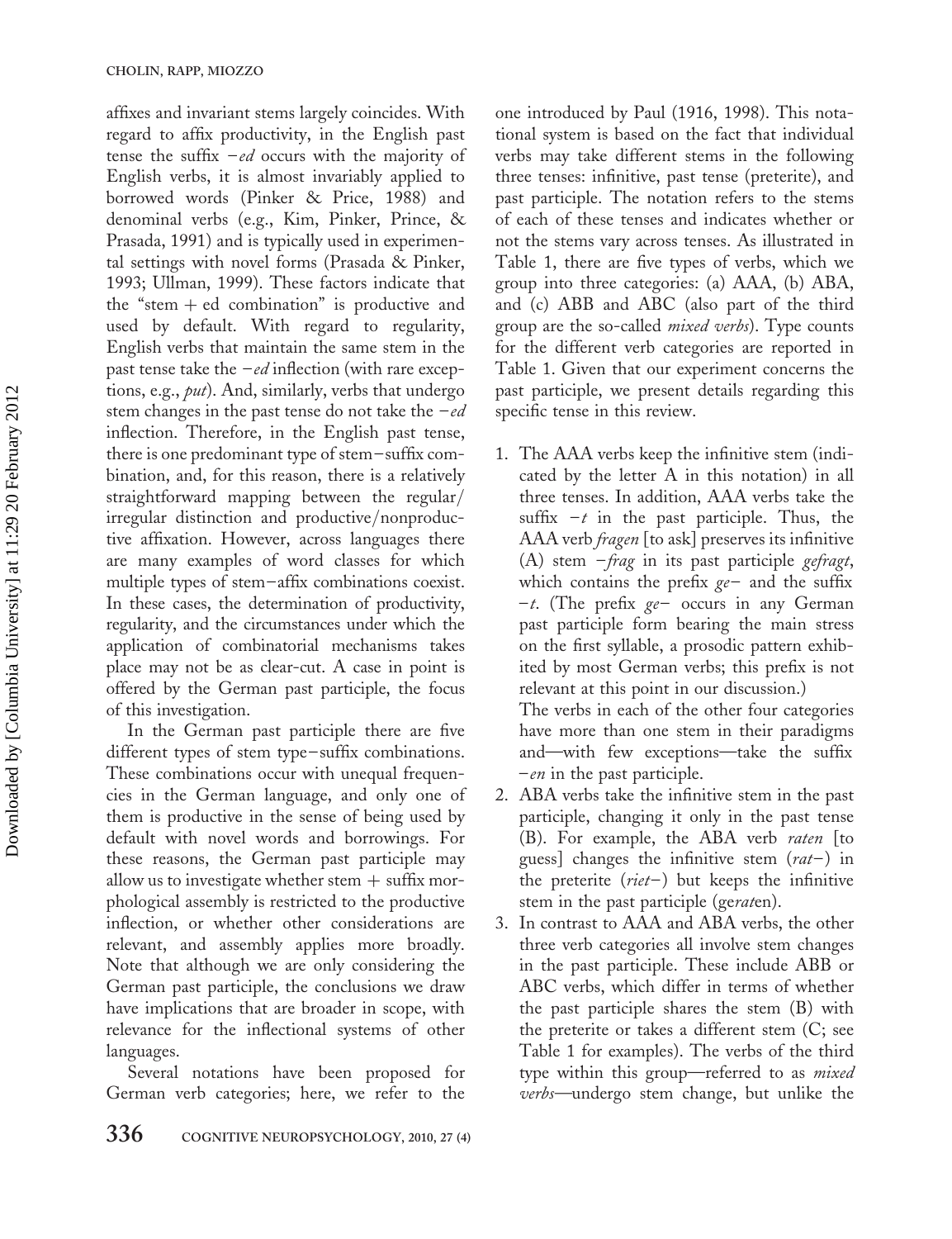affixes and invariant stems largely coincides. With regard to affix productivity, in the English past tense the suffix *−ed* occurs with the majority of English verbs, it is almost invariably applied to borrowed words (Pinker & Price, 1988) and denominal verbs (e.g., Kim, Pinker, Prince, & Prasada, 1991) and is typically used in experimental settings with novel forms (Prasada & Pinker, 1993; Ullman, 1999). These factors indicate that the "stem + ed combination" is productive and used by default. With regard to regularity, English verbs that maintain the same stem in the past tense take the *−ed* inflection (with rare exceptions, e.g., *put*). And, similarly, verbs that undergo stem changes in the past tense do not take the *−ed* inflection. Therefore, in the English past tense, there is one predominant type of stem–suffix combination, and, for this reason, there is a relatively straightforward mapping between the regular/irregular distinction and productive/nonproductive affixation. However, across languages there are many examples of word classes for which multiple types of stem–affix combinations coexist. In these cases, the determination of productivity, regularity, and the circumstances under which the application of combinatorial mechanisms takes place may not be as clear-cut. A case in point is offered by the German past participle, the focus of this investigation.

In the German past participle there are five different types of stem type–suffix combinations. These combinations occur with unequal frequencies in the German language, and only one of them is productive in the sense of being used by default with novel words and borrowings. For these reasons, the German past participle may allow us to investigate whether stem + suffix morphological assembly is restricted to the productive inflection, or whether other considerations are relevant, and assembly applies more broadly. Note that although we are only considering the German past participle, the conclusions we draw have implications that are broader in scope, with relevance for the inflectional systems of other languages.

Several notations have been proposed for German verb categories; here, we refer to the one introduced by Paul (1916, 1998). This notational system is based on the fact that individual verbs may take different stems in the following three tenses: infinitive, past tense (preterite), and past participle. The notation refers to the stems of each of these tenses and indicates whether or not the stems vary across tenses. As illustrated in Table 1, there are five types of verbs, which we group into three categories: (a) AAA, (b) ABA, and (c) ABB and ABC (also part of the third group are the so-called *mixed verbs*). Type counts for the different verb categories are reported in Table 1. Given that our experiment concerns the past participle, we present details regarding this specific tense in this review.

1. The AAA verbs keep the infinitive stem (indicated by the letter A in this notation) in all three tenses. In addition, AAA verbs take the suffix *−t* in the past participle. Thus, the AAA verb *fragen* [to ask] preserves its infinitive (A) stem *−frag* in its past participle *gefragt*, which contains the prefix *ge−* and the suffix *−t*. (The prefix *ge−* occurs in any German past participle form bearing the main stress on the first syllable, a prosodic pattern exhibited by most German verbs; this prefix is not relevant at this point in our discussion.)
   The verbs in each of the other four categories have more than one stem in their paradigms and—with few exceptions—take the suffix *−en* in the past participle.
2. ABA verbs take the infinitive stem in the past participle, changing it only in the past tense (B). For example, the ABA verb *raten* [to guess] changes the infinitive stem (*rat−*) in the preterite (*riet−*) but keeps the infinitive stem in the past participle (ge*rat*en).
3. In contrast to AAA and ABA verbs, the other three verb categories all involve stem changes in the past participle. These include ABB or ABC verbs, which differ in terms of whether the past participle shares the stem (B) with the preterite or takes a different stem (C; see Table 1 for examples). The verbs of the third type within this group—referred to as *mixed verbs*—undergo stem change, but unlike the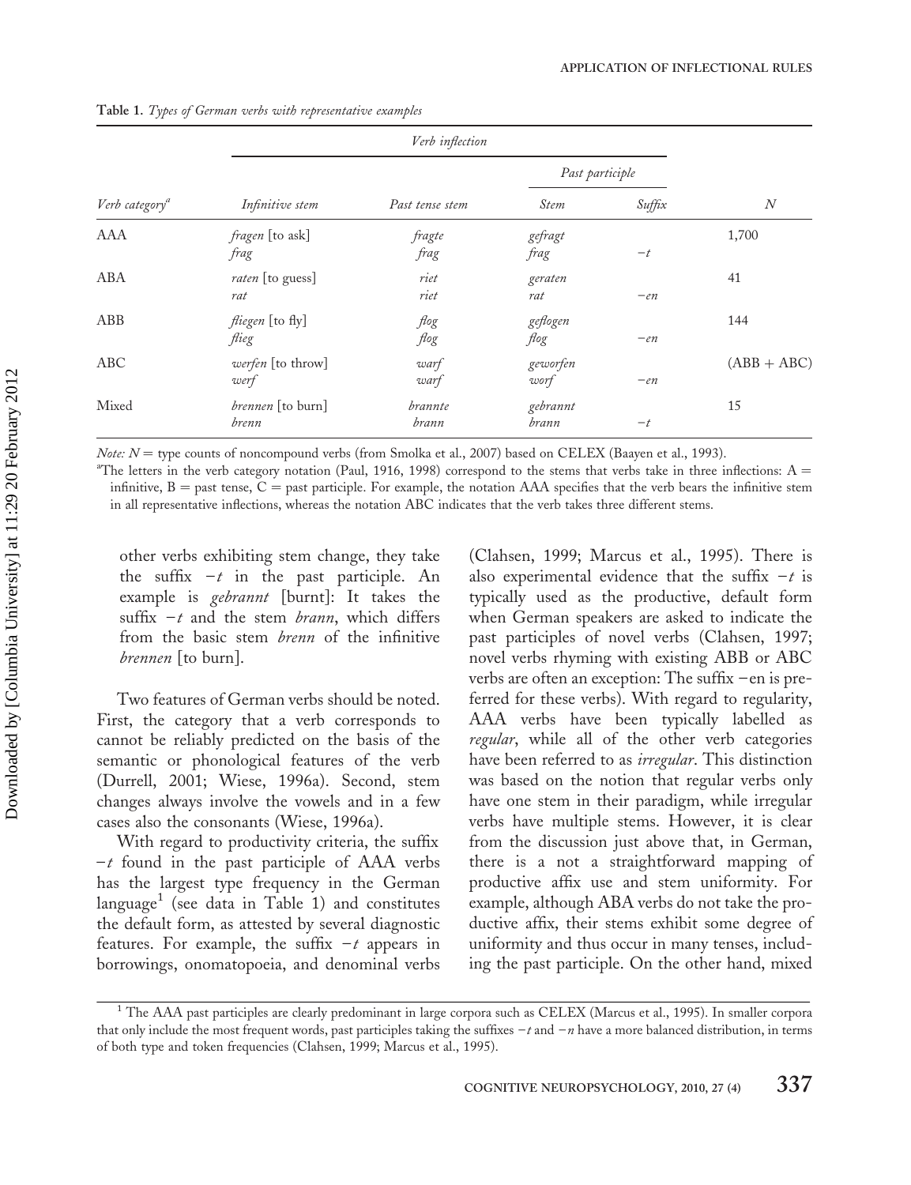**Table 1.** *Types of German verbs with representative examples*

| | *Verb inflection* | | | | |
|---|---|---|---|---|---|
| | | | *Past participle* | | |
| *Verb category*[a] | *Infinitive stem* | *Past tense stem* | *Stem* | *Suffix* | *N* |
| AAA | *fragen* [to ask] *frag* | *fragte* *frag* | *gefragt* *frag* | −*t* | 1,700 |
| ABA | *raten* [to guess] *rat* | *riet* *riet* | *geraten* *rat* | −*en* | 41 |
| ABB | *fliegen* [to fly] *flieg* | *flog* *flog* | *geflogen* *flog* | −*en* | 144 |
| ABC | *werfen* [to throw] *werf* | *warf* *warf* | *geworfen* *worf* | −*en* | (ABB + ABC) |
| Mixed | *brennen* [to burn] *brenn* | *brannte* *brann* | *gebrannt* *brann* | −*t* | 15 |

*Note: N* = type counts of noncompound verbs (from Smolka et al., 2007) based on CELEX (Baayen et al., 1993).

[a]The letters in the verb category notation (Paul, 1916, 1998) correspond to the stems that verbs take in three inflections: A = infinitive, B = past tense, C = past participle. For example, the notation AAA specifies that the verb bears the infinitive stem in all representative inflections, whereas the notation ABC indicates that the verb takes three different stems.

other verbs exhibiting stem change, they take the suffix −*t* in the past participle. An example is *gebrannt* [burnt]: It takes the suffix −*t* and the stem *brann*, which differs from the basic stem *brenn* of the infinitive *brennen* [to burn].

Two features of German verbs should be noted. First, the category that a verb corresponds to cannot be reliably predicted on the basis of the semantic or phonological features of the verb (Durrell, 2001; Wiese, 1996a). Second, stem changes always involve the vowels and in a few cases also the consonants (Wiese, 1996a).

With regard to productivity criteria, the suffix −*t* found in the past participle of AAA verbs has the largest type frequency in the German language[1] (see data in Table 1) and constitutes the default form, as attested by several diagnostic features. For example, the suffix −*t* appears in borrowings, onomatopoeia, and denominal verbs (Clahsen, 1999; Marcus et al., 1995). There is also experimental evidence that the suffix −*t* is typically used as the productive, default form when German speakers are asked to indicate the past participles of novel verbs (Clahsen, 1997; novel verbs rhyming with existing ABB or ABC verbs are often an exception: The suffix −en is preferred for these verbs). With regard to regularity, AAA verbs have been typically labelled as *regular*, while all of the other verb categories have been referred to as *irregular*. This distinction was based on the notion that regular verbs only have one stem in their paradigm, while irregular verbs have multiple stems. However, it is clear from the discussion just above that, in German, there is a not a straightforward mapping of productive affix use and stem uniformity. For example, although ABA verbs do not take the productive affix, their stems exhibit some degree of uniformity and thus occur in many tenses, including the past participle. On the other hand, mixed

[1] The AAA past participles are clearly predominant in large corpora such as CELEX (Marcus et al., 1995). In smaller corpora that only include the most frequent words, past participles taking the suffixes −*t* and −*n* have a more balanced distribution, in terms of both type and token frequencies (Clahsen, 1999; Marcus et al., 1995).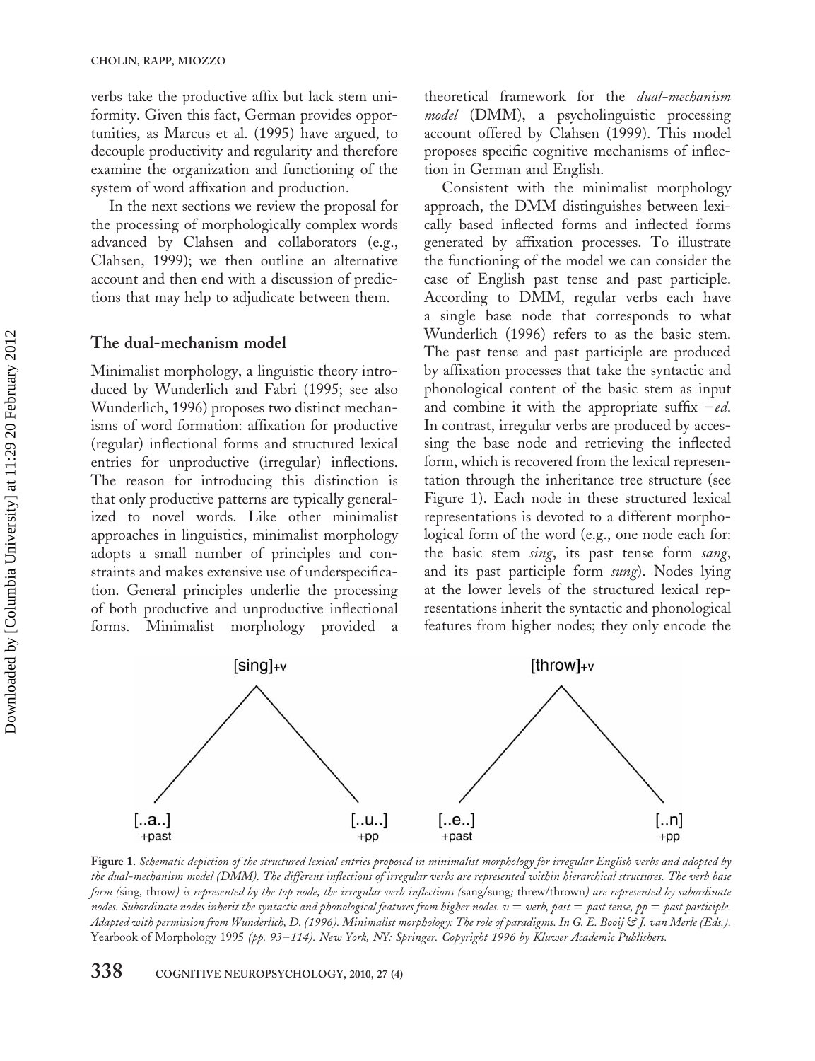verbs take the productive affix but lack stem uniformity. Given this fact, German provides opportunities, as Marcus et al. (1995) have argued, to decouple productivity and regularity and therefore examine the organization and functioning of the system of word affixation and production.

In the next sections we review the proposal for the processing of morphologically complex words advanced by Clahsen and collaborators (e.g., Clahsen, 1999); we then outline an alternative account and then end with a discussion of predictions that may help to adjudicate between them.

## The dual-mechanism model

Minimalist morphology, a linguistic theory introduced by Wunderlich and Fabri (1995; see also Wunderlich, 1996) proposes two distinct mechanisms of word formation: affixation for productive (regular) inflectional forms and structured lexical entries for unproductive (irregular) inflections. The reason for introducing this distinction is that only productive patterns are typically generalized to novel words. Like other minimalist approaches in linguistics, minimalist morphology adopts a small number of principles and constraints and makes extensive use of underspecification. General principles underlie the processing of both productive and unproductive inflectional forms. Minimalist morphology provided a theoretical framework for the *dual-mechanism model* (DMM), a psycholinguistic processing account offered by Clahsen (1999). This model proposes specific cognitive mechanisms of inflection in German and English.

Consistent with the minimalist morphology approach, the DMM distinguishes between lexically based inflected forms and inflected forms generated by affixation processes. To illustrate the functioning of the model we can consider the case of English past tense and past participle. According to DMM, regular verbs each have a single base node that corresponds to what Wunderlich (1996) refers to as the basic stem. The past tense and past participle are produced by affixation processes that take the syntactic and phonological content of the basic stem as input and combine it with the appropriate suffix −*ed*. In contrast, irregular verbs are produced by accessing the base node and retrieving the inflected form, which is recovered from the lexical representation through the inheritance tree structure (see Figure 1). Each node in these structured lexical representations is devoted to a different morphological form of the word (e.g., one node each for: the basic stem *sing*, its past tense form *sang*, and its past participle form *sung*). Nodes lying at the lower levels of the structured lexical representations inherit the syntactic and phonological features from higher nodes; they only encode the

[sing]+v

[..a..] +past

[..u..] +pp

[throw]+v

[..e..] +past

[..n] +pp

**Figure 1.** *Schematic depiction of the structured lexical entries proposed in minimalist morphology for irregular English verbs and adopted by the dual-mechanism model (DMM). The different inflections of irregular verbs are represented within hierarchical structures. The verb base form (*sing, throw*) is represented by the top node; the irregular verb inflections (*sang/sung; threw/thrown*) are represented by subordinate nodes. Subordinate nodes inherit the syntactic and phonological features from higher nodes. v = verb, past = past tense, pp = past participle. Adapted with permission from Wunderlich, D. (1996). Minimalist morphology: The role of paradigms. In G. E. Booij & J. van Merle (Eds.).* Yearbook of Morphology 1995 *(pp. 93–114). New York, NY: Springer. Copyright 1996 by Kluwer Academic Publishers.*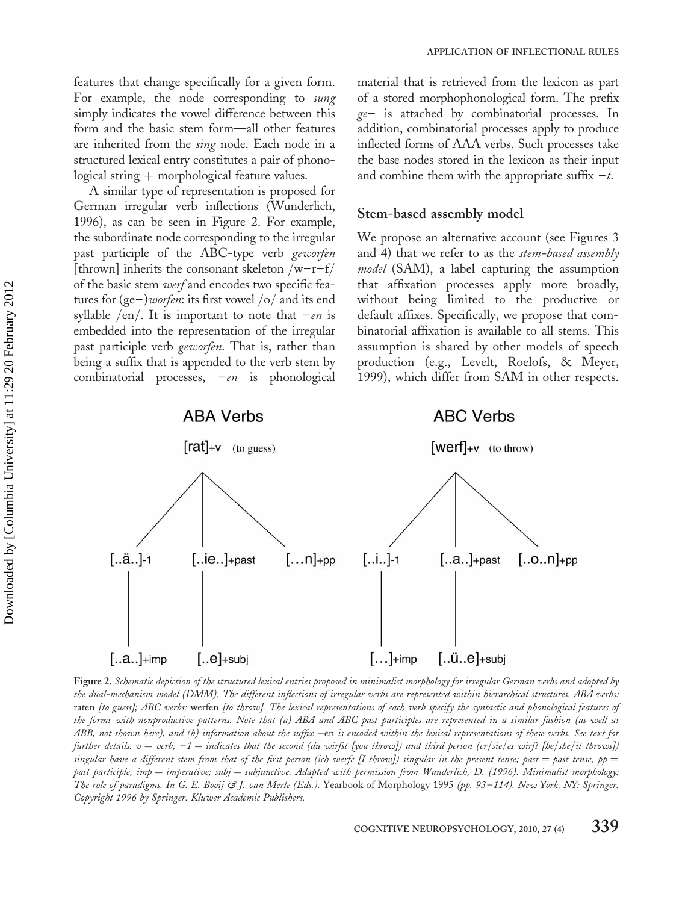features that change specifically for a given form. For example, the node corresponding to *sung* simply indicates the vowel difference between this form and the basic stem form—all other features are inherited from the *sing* node. Each node in a structured lexical entry constitutes a pair of phonological string + morphological feature values.

A similar type of representation is proposed for German irregular verb inflections (Wunderlich, 1996), as can be seen in Figure 2. For example, the subordinate node corresponding to the irregular past participle of the ABC-type verb *geworfen* [thrown] inherits the consonant skeleton /w−r−f/ of the basic stem *werf* and encodes two specific features for (ge−)*worfen*: its first vowel /o/ and its end syllable /en/. It is important to note that −*en* is embedded into the representation of the irregular past participle verb *geworfen*. That is, rather than being a suffix that is appended to the verb stem by combinatorial processes, −*en* is phonological material that is retrieved from the lexicon as part of a stored morphophonological form. The prefix *ge*− is attached by combinatorial processes. In addition, combinatorial processes apply to produce inflected forms of AAA verbs. Such processes take the base nodes stored in the lexicon as their input and combine them with the appropriate suffix −*t*.

## Stem-based assembly model

We propose an alternative account (see Figures 3 and 4) that we refer to as the *stem-based assembly model* (SAM), a label capturing the assumption that affixation processes apply more broadly, without being limited to the productive or default affixes. Specifically, we propose that combinatorial affixation is available to all stems. This assumption is shared by other models of speech production (e.g., Levelt, Roelofs, & Meyer, 1999), which differ from SAM in other respects.

ABA Verbs

[rat]+v (to guess)

[..ä..]-1 [..ie..]+past […n]+pp

[..a..]+imp [..e]+subj

ABC Verbs

[werf]+v (to throw)

[..i..]-1 [..a..]+past [..o..n]+pp

[…]+imp [..ü..e]+subj

**Figure 2.** *Schematic depiction of the structured lexical entries proposed in minimalist morphology for irregular German verbs and adopted by the dual-mechanism model (DMM). The different inflections of irregular verbs are represented within hierarchical structures. ABA verbs:* raten *[to guess]; ABC verbs:* werfen *[to throw]. The lexical representations of each verb specify the syntactic and phonological features of the forms with nonproductive patterns. Note that (a) ABA and ABC past participles are represented in a similar fashion (as well as ABB, not shown here), and (b) information about the suffix −*en *is encoded within the lexical representations of these verbs. See text for further details. v = verb, −1 = indicates that the second (du wirfst [you throw]) and third person (er/sie/es wirft [he/she/it throws]) singular have a different stem from that of the first person (ich werfe [I throw]) singular in the present tense; past = past tense, pp = past participle, imp = imperative; subj = subjunctive. Adapted with permission from Wunderlich, D. (1996). Minimalist morphology: The role of paradigms. In G. E. Booij & J. van Merle (Eds.).* Yearbook of Morphology 1995 *(pp. 93–114). New York, NY: Springer. Copyright 1996 by Springer. Kluwer Academic Publishers.*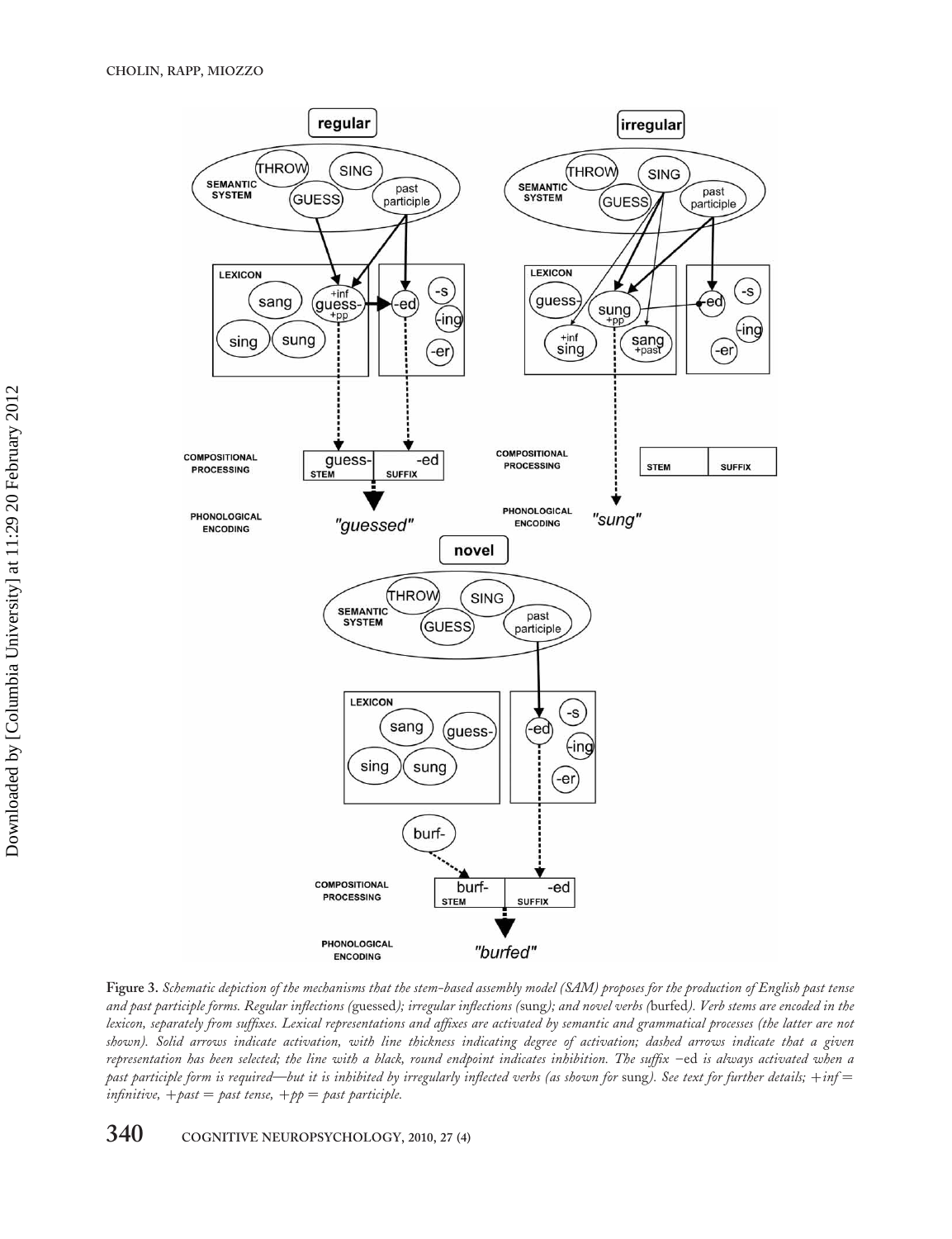**Figure 3.** *Schematic depiction of the mechanisms that the stem-based assembly model (SAM) proposes for the production of English past tense and past participle forms. Regular inflections (*guessed*); irregular inflections (*sung*); and novel verbs (*burfed*). Verb stems are encoded in the lexicon, separately from suffixes. Lexical representations and affixes are activated by semantic and grammatical processes (the latter are not shown). Solid arrows indicate activation, with line thickness indicating degree of activation; dashed arrows indicate that a given representation has been selected; the line with a black, round endpoint indicates inhibition. The suffix* –ed *is always activated when a past participle form is required—but it is inhibited by irregularly inflected verbs (as shown for* sung*). See text for further details; +inf = infinitive, +past = past tense, +pp = past participle.*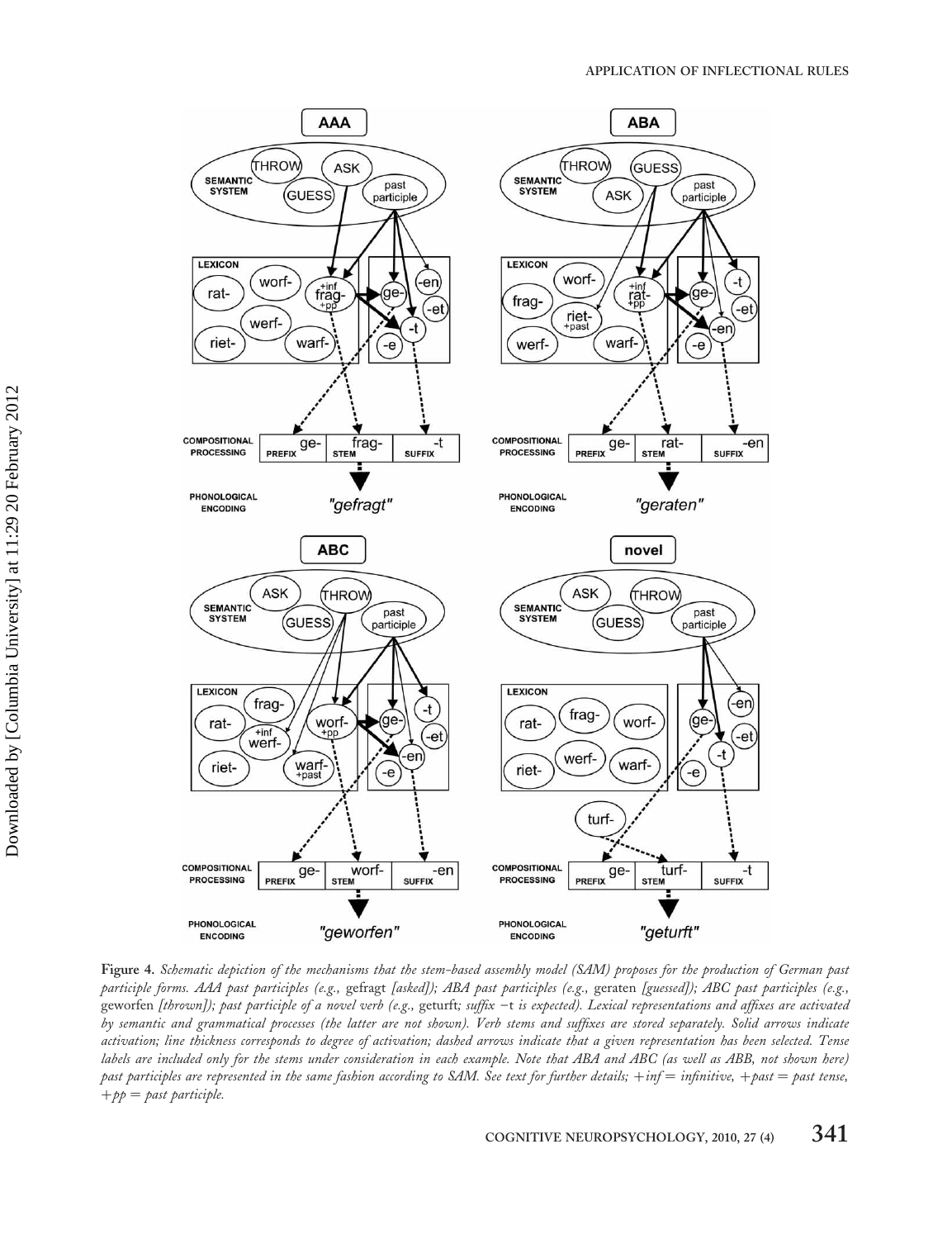**Figure 4.** *Schematic depiction of the mechanisms that the stem-based assembly model (SAM) proposes for the production of German past participle forms. AAA past participles (e.g.,* gefragt *[asked]); ABA past participles (e.g.,* geraten *[guessed]); ABC past participles (e.g.,* geworfen *[thrown]); past participle of a novel verb (e.g.,* geturft*; suffix −*t *is expected). Lexical representations and affixes are activated by semantic and grammatical processes (the latter are not shown). Verb stems and suffixes are stored separately. Solid arrows indicate activation; line thickness corresponds to degree of activation; dashed arrows indicate that a given representation has been selected. Tense labels are included only for the stems under consideration in each example. Note that ABA and ABC (as well as ABB, not shown here) past participles are represented in the same fashion according to SAM. See text for further details; +inf = infinitive, +past = past tense, +pp = past participle.*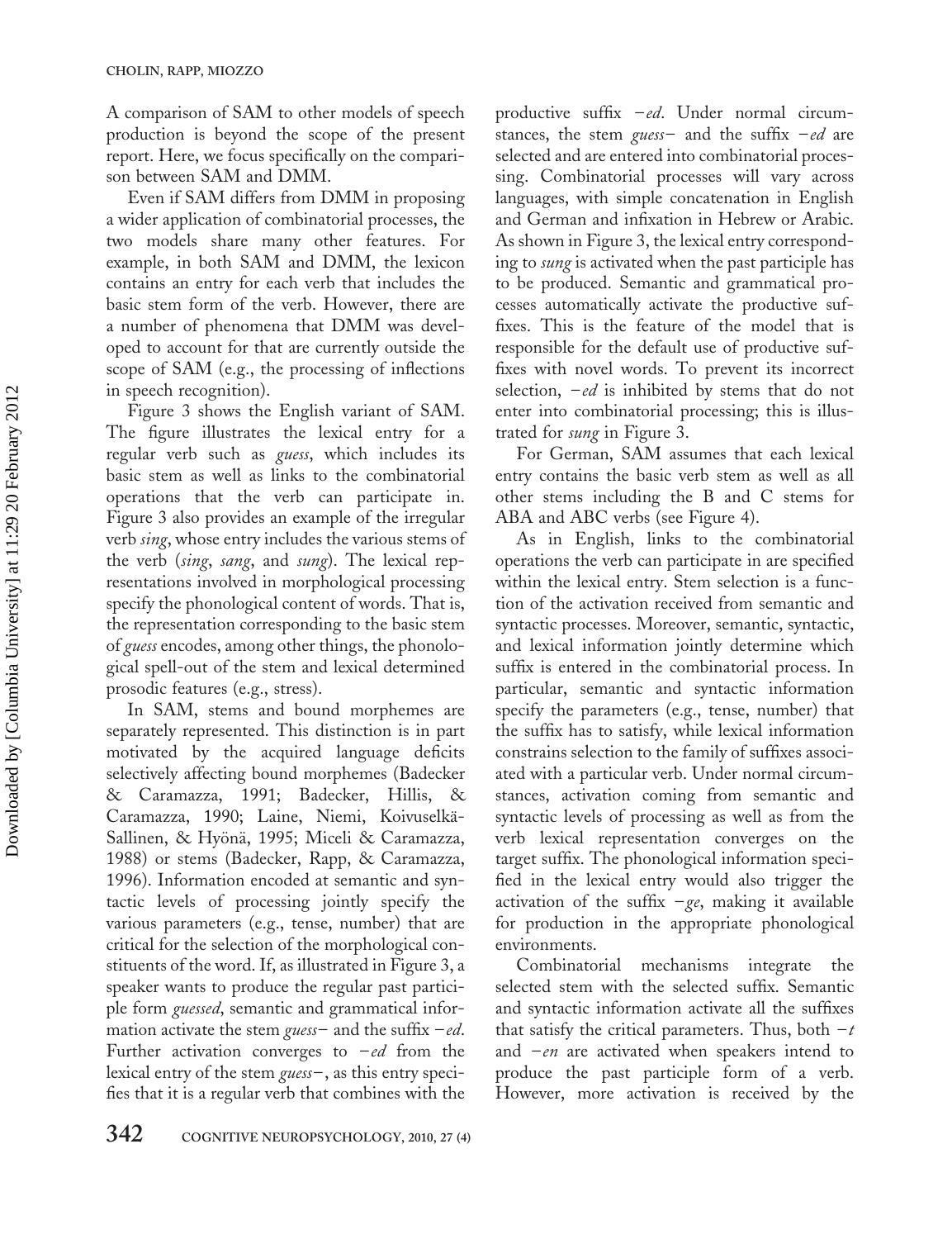A comparison of SAM to other models of speech production is beyond the scope of the present report. Here, we focus specifically on the comparison between SAM and DMM.

Even if SAM differs from DMM in proposing a wider application of combinatorial processes, the two models share many other features. For example, in both SAM and DMM, the lexicon contains an entry for each verb that includes the basic stem form of the verb. However, there are a number of phenomena that DMM was developed to account for that are currently outside the scope of SAM (e.g., the processing of inflections in speech recognition).

Figure 3 shows the English variant of SAM. The figure illustrates the lexical entry for a regular verb such as *guess*, which includes its basic stem as well as links to the combinatorial operations that the verb can participate in. Figure 3 also provides an example of the irregular verb *sing*, whose entry includes the various stems of the verb (*sing*, *sang*, and *sung*). The lexical representations involved in morphological processing specify the phonological content of words. That is, the representation corresponding to the basic stem of *guess* encodes, among other things, the phonological spell-out of the stem and lexical determined prosodic features (e.g., stress).

In SAM, stems and bound morphemes are separately represented. This distinction is in part motivated by the acquired language deficits selectively affecting bound morphemes (Badecker & Caramazza, 1991; Badecker, Hillis, & Caramazza, 1990; Laine, Niemi, Koivuselkä-Sallinen, & Hyönä, 1995; Miceli & Caramazza, 1988) or stems (Badecker, Rapp, & Caramazza, 1996). Information encoded at semantic and syntactic levels of processing jointly specify the various parameters (e.g., tense, number) that are critical for the selection of the morphological constituents of the word. If, as illustrated in Figure 3, a speaker wants to produce the regular past participle form *guessed*, semantic and grammatical information activate the stem *guess*− and the suffix −*ed*. Further activation converges to −*ed* from the lexical entry of the stem *guess*−, as this entry specifies that it is a regular verb that combines with the productive suffix −*ed*. Under normal circumstances, the stem *guess*− and the suffix −*ed* are selected and are entered into combinatorial processing. Combinatorial processes will vary across languages, with simple concatenation in English and German and infixation in Hebrew or Arabic. As shown in Figure 3, the lexical entry corresponding to *sung* is activated when the past participle has to be produced. Semantic and grammatical processes automatically activate the productive suffixes. This is the feature of the model that is responsible for the default use of productive suffixes with novel words. To prevent its incorrect selection, −*ed* is inhibited by stems that do not enter into combinatorial processing; this is illustrated for *sung* in Figure 3.

For German, SAM assumes that each lexical entry contains the basic verb stem as well as all other stems including the B and C stems for ABA and ABC verbs (see Figure 4).

As in English, links to the combinatorial operations the verb can participate in are specified within the lexical entry. Stem selection is a function of the activation received from semantic and syntactic processes. Moreover, semantic, syntactic, and lexical information jointly determine which suffix is entered in the combinatorial process. In particular, semantic and syntactic information specify the parameters (e.g., tense, number) that the suffix has to satisfy, while lexical information constrains selection to the family of suffixes associated with a particular verb. Under normal circumstances, activation coming from semantic and syntactic levels of processing as well as from the verb lexical representation converges on the target suffix. The phonological information specified in the lexical entry would also trigger the activation of the suffix −*ge*, making it available for production in the appropriate phonological environments.

Combinatorial mechanisms integrate the selected stem with the selected suffix. Semantic and syntactic information activate all the suffixes that satisfy the critical parameters. Thus, both −*t* and −*en* are activated when speakers intend to produce the past participle form of a verb. However, more activation is received by the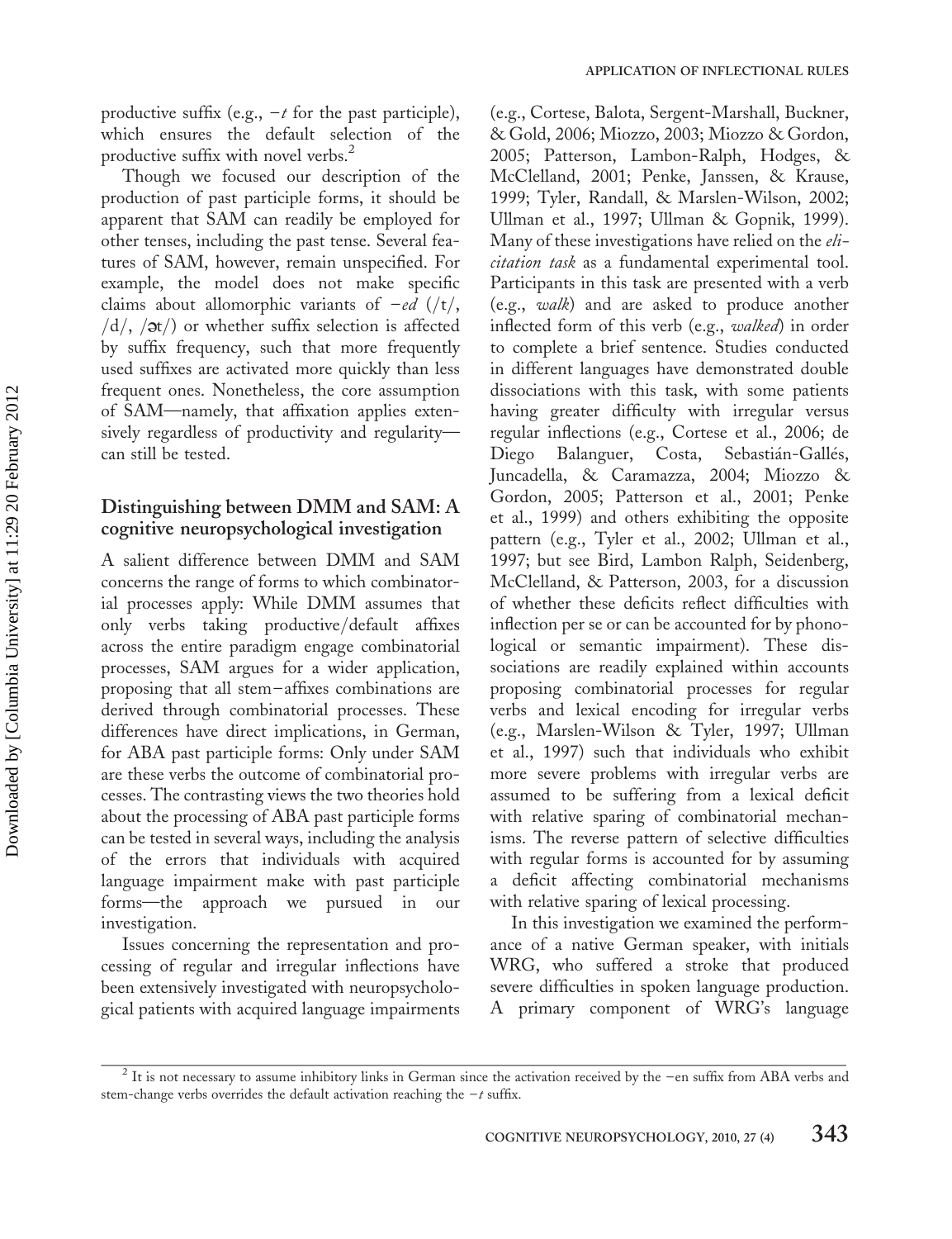productive suffix (e.g., $-t$ for the past participle), which ensures the default selection of the productive suffix with novel verbs.[2]

Though we focused our description of the production of past participle forms, it should be apparent that SAM can readily be employed for other tenses, including the past tense. Several features of SAM, however, remain unspecified. For example, the model does not make specific claims about allomorphic variants of *−ed* (/t/, /d/, /ət/) or whether suffix selection is affected by suffix frequency, such that more frequently used suffixes are activated more quickly than less frequent ones. Nonetheless, the core assumption of SAM—namely, that affixation applies extensively regardless of productivity and regularity—can still be tested.

## Distinguishing between DMM and SAM: A cognitive neuropsychological investigation

A salient difference between DMM and SAM concerns the range of forms to which combinatorial processes apply: While DMM assumes that only verbs taking productive/default affixes across the entire paradigm engage combinatorial processes, SAM argues for a wider application, proposing that all stem−affixes combinations are derived through combinatorial processes. These differences have direct implications, in German, for ABA past participle forms: Only under SAM are these verbs the outcome of combinatorial processes. The contrasting views the two theories hold about the processing of ABA past participle forms can be tested in several ways, including the analysis of the errors that individuals with acquired language impairment make with past participle forms—the approach we pursued in our investigation.

Issues concerning the representation and processing of regular and irregular inflections have been extensively investigated with neuropsychological patients with acquired language impairments (e.g., Cortese, Balota, Sergent-Marshall, Buckner, & Gold, 2006; Miozzo, 2003; Miozzo & Gordon, 2005; Patterson, Lambon-Ralph, Hodges, & McClelland, 2001; Penke, Janssen, & Krause, 1999; Tyler, Randall, & Marslen-Wilson, 2002; Ullman et al., 1997; Ullman & Gopnik, 1999). Many of these investigations have relied on the *elicitation task* as a fundamental experimental tool. Participants in this task are presented with a verb (e.g., *walk*) and are asked to produce another inflected form of this verb (e.g., *walked*) in order to complete a brief sentence. Studies conducted in different languages have demonstrated double dissociations with this task, with some patients having greater difficulty with irregular versus regular inflections (e.g., Cortese et al., 2006; de Diego Balanguer, Costa, Sebastián-Gallés, Juncadella, & Caramazza, 2004; Miozzo & Gordon, 2005; Patterson et al., 2001; Penke et al., 1999) and others exhibiting the opposite pattern (e.g., Tyler et al., 2002; Ullman et al., 1997; but see Bird, Lambon Ralph, Seidenberg, McClelland, & Patterson, 2003, for a discussion of whether these deficits reflect difficulties with inflection per se or can be accounted for by phonological or semantic impairment). These dissociations are readily explained within accounts proposing combinatorial processes for regular verbs and lexical encoding for irregular verbs (e.g., Marslen-Wilson & Tyler, 1997; Ullman et al., 1997) such that individuals who exhibit more severe problems with irregular verbs are assumed to be suffering from a lexical deficit with relative sparing of combinatorial mechanisms. The reverse pattern of selective difficulties with regular forms is accounted for by assuming a deficit affecting combinatorial mechanisms with relative sparing of lexical processing.

In this investigation we examined the performance of a native German speaker, with initials WRG, who suffered a stroke that produced severe difficulties in spoken language production. A primary component of WRG's language

[2] It is not necessary to assume inhibitory links in German since the activation received by the −en suffix from ABA verbs and stem-change verbs overrides the default activation reaching the $-t$ suffix.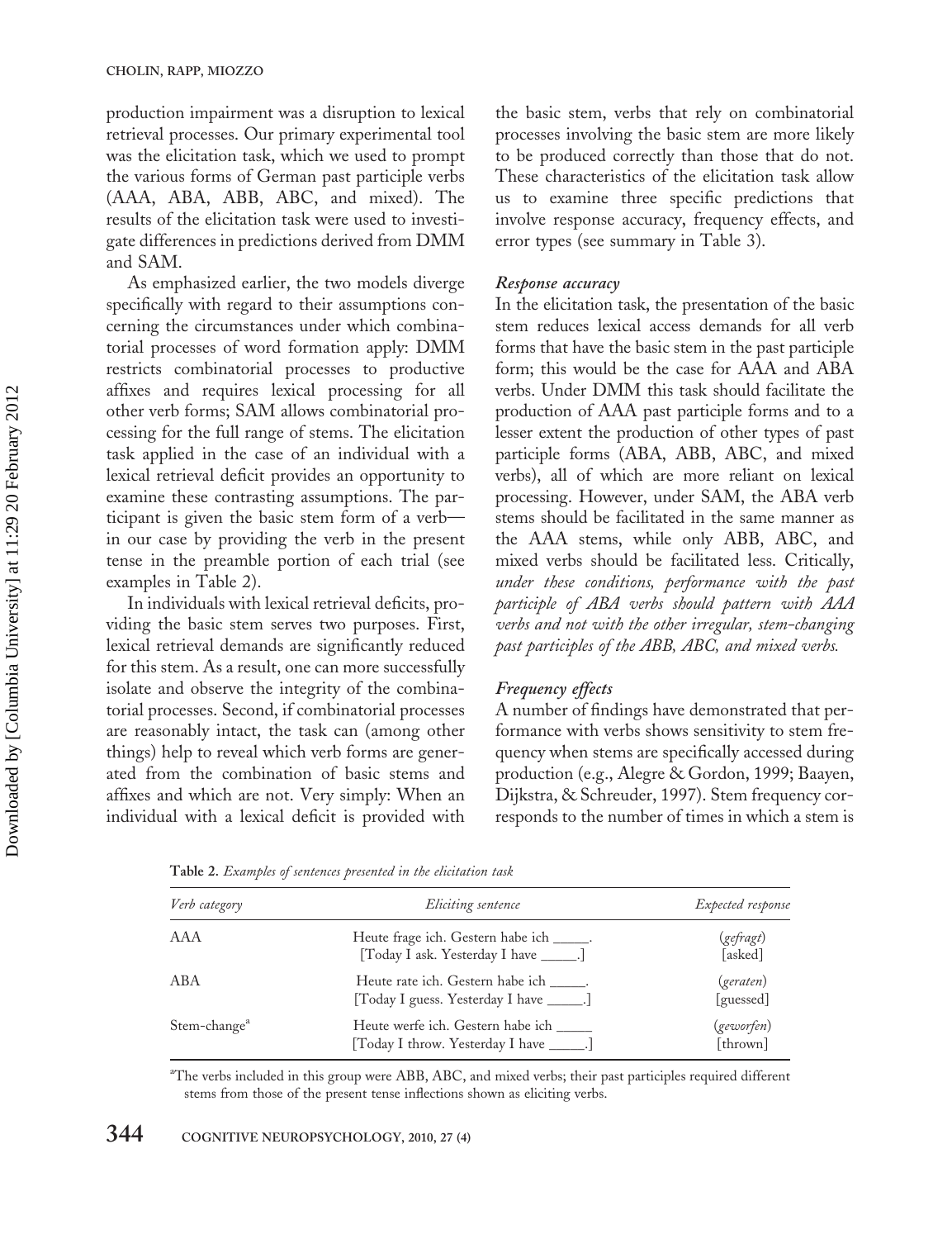production impairment was a disruption to lexical retrieval processes. Our primary experimental tool was the elicitation task, which we used to prompt the various forms of German past participle verbs (AAA, ABA, ABB, ABC, and mixed). The results of the elicitation task were used to investigate differences in predictions derived from DMM and SAM.

As emphasized earlier, the two models diverge specifically with regard to their assumptions concerning the circumstances under which combinatorial processes of word formation apply: DMM restricts combinatorial processes to productive affixes and requires lexical processing for all other verb forms; SAM allows combinatorial processing for the full range of stems. The elicitation task applied in the case of an individual with a lexical retrieval deficit provides an opportunity to examine these contrasting assumptions. The participant is given the basic stem form of a verb—in our case by providing the verb in the present tense in the preamble portion of each trial (see examples in Table 2).

In individuals with lexical retrieval deficits, providing the basic stem serves two purposes. First, lexical retrieval demands are significantly reduced for this stem. As a result, one can more successfully isolate and observe the integrity of the combinatorial processes. Second, if combinatorial processes are reasonably intact, the task can (among other things) help to reveal which verb forms are generated from the combination of basic stems and affixes and which are not. Very simply: When an individual with a lexical deficit is provided with the basic stem, verbs that rely on combinatorial processes involving the basic stem are more likely to be produced correctly than those that do not. These characteristics of the elicitation task allow us to examine three specific predictions that involve response accuracy, frequency effects, and error types (see summary in Table 3).

#### *Response accuracy*

In the elicitation task, the presentation of the basic stem reduces lexical access demands for all verb forms that have the basic stem in the past participle form; this would be the case for AAA and ABA verbs. Under DMM this task should facilitate the production of AAA past participle forms and to a lesser extent the production of other types of past participle forms (ABA, ABB, ABC, and mixed verbs), all of which are more reliant on lexical processing. However, under SAM, the ABA verb stems should be facilitated in the same manner as the AAA stems, while only ABB, ABC, and mixed verbs should be facilitated less. Critically, *under these conditions, performance with the past participle of ABA verbs should pattern with AAA verbs and not with the other irregular, stem-changing past participles of the ABB, ABC, and mixed verbs.*

#### *Frequency effects*

A number of findings have demonstrated that performance with verbs shows sensitivity to stem frequency when stems are specifically accessed during production (e.g., Alegre & Gordon, 1999; Baayen, Dijkstra, & Schreuder, 1997). Stem frequency corresponds to the number of times in which a stem is

**Table 2.** *Examples of sentences presented in the elicitation task*

| *Verb category* | *Eliciting sentence* | *Expected response* |
|---|---|---|
| AAA | Heute frage ich. Gestern habe ich _____. [Today I ask. Yesterday I have _____.] | (*gefragt*) [asked] |
| ABA | Heute rate ich. Gestern habe ich _____. [Today I guess. Yesterday I have _____.] | (*geraten*) [guessed] |
| Stem-change[a] | Heute werfe ich. Gestern habe ich _____ [Today I throw. Yesterday I have _____.] | (*geworfen*) [thrown] |

[a]The verbs included in this group were ABB, ABC, and mixed verbs; their past participles required different stems from those of the present tense inflections shown as eliciting verbs.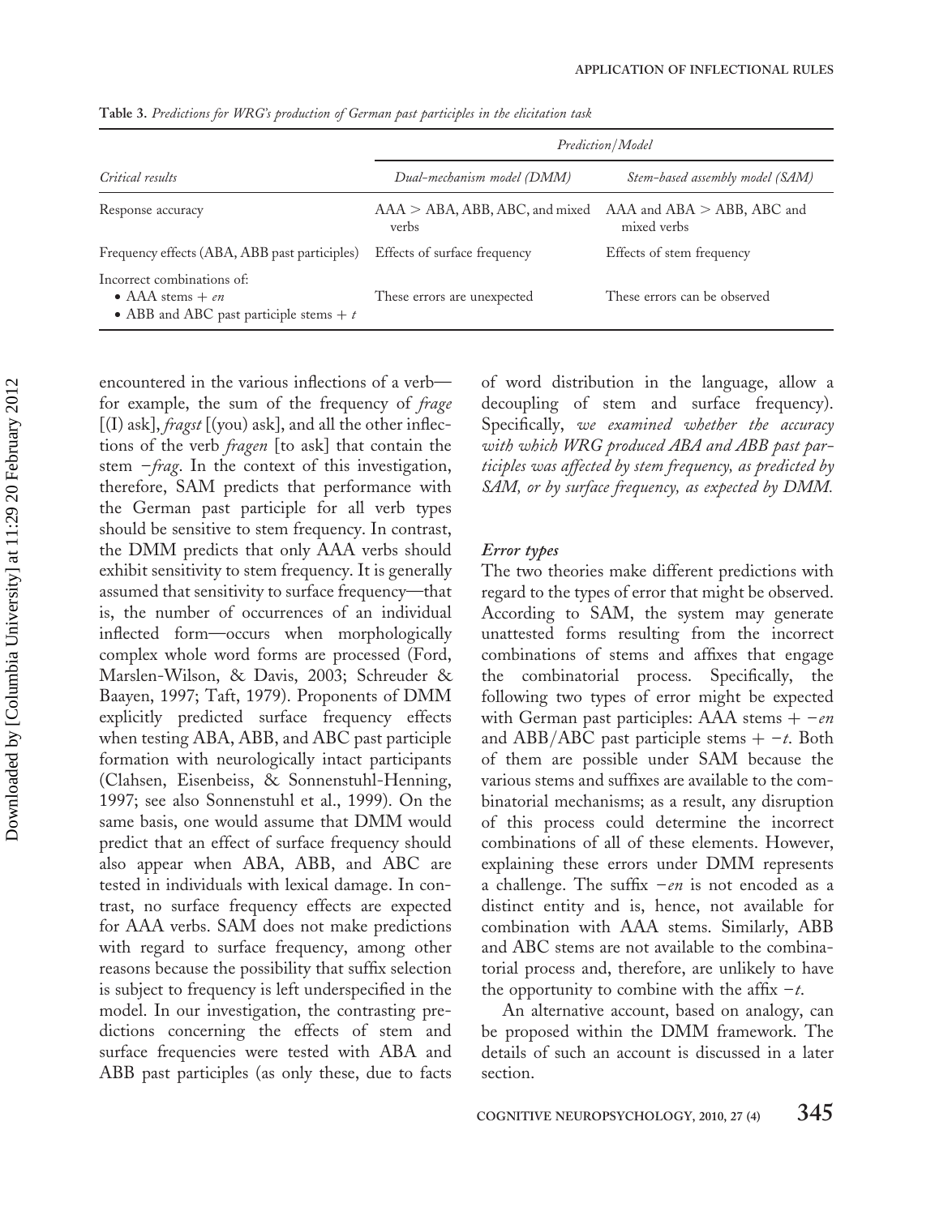**Table 3.** *Predictions for WRG's production of German past participles in the elicitation task*

| | *Prediction/Model* | |
|---|---|---|
| *Critical results* | *Dual-mechanism model (DMM)* | *Stem-based assembly model (SAM)* |
| Response accuracy | AAA > ABA, ABB, ABC, and mixed verbs | AAA and ABA > ABB, ABC and mixed verbs |
| Frequency effects (ABA, ABB past participles) | Effects of surface frequency | Effects of stem frequency |
| Incorrect combinations of: • AAA stems + *en* • ABB and ABC past participle stems + *t* | These errors are unexpected | These errors can be observed |

encountered in the various inflections of a verb—for example, the sum of the frequency of *frage* [(I) ask], *fragst* [(you) ask], and all the other inflections of the verb *fragen* [to ask] that contain the stem *−frag*. In the context of this investigation, therefore, SAM predicts that performance with the German past participle for all verb types should be sensitive to stem frequency. In contrast, the DMM predicts that only AAA verbs should exhibit sensitivity to stem frequency. It is generally assumed that sensitivity to surface frequency—that is, the number of occurrences of an individual inflected form—occurs when morphologically complex whole word forms are processed (Ford, Marslen-Wilson, & Davis, 2003; Schreuder & Baayen, 1997; Taft, 1979). Proponents of DMM explicitly predicted surface frequency effects when testing ABA, ABB, and ABC past participle formation with neurologically intact participants (Clahsen, Eisenbeiss, & Sonnenstuhl-Henning, 1997; see also Sonnenstuhl et al., 1999). On the same basis, one would assume that DMM would predict that an effect of surface frequency should also appear when ABA, ABB, and ABC are tested in individuals with lexical damage. In contrast, no surface frequency effects are expected for AAA verbs. SAM does not make predictions with regard to surface frequency, among other reasons because the possibility that suffix selection is subject to frequency is left underspecified in the model. In our investigation, the contrasting predictions concerning the effects of stem and surface frequencies were tested with ABA and ABB past participles (as only these, due to facts of word distribution in the language, allow a decoupling of stem and surface frequency). Specifically, *we examined whether the accuracy with which WRG produced ABA and ABB past participles was affected by stem frequency, as predicted by SAM, or by surface frequency, as expected by DMM.*

### *Error types*

The two theories make different predictions with regard to the types of error that might be observed. According to SAM, the system may generate unattested forms resulting from the incorrect combinations of stems and affixes that engage the combinatorial process. Specifically, the following two types of error might be expected with German past participles: AAA stems + *−en* and ABB/ABC past participle stems + *−t*. Both of them are possible under SAM because the various stems and suffixes are available to the combinatorial mechanisms; as a result, any disruption of this process could determine the incorrect combinations of all of these elements. However, explaining these errors under DMM represents a challenge. The suffix *−en* is not encoded as a distinct entity and is, hence, not available for combination with AAA stems. Similarly, ABB and ABC stems are not available to the combinatorial process and, therefore, are unlikely to have the opportunity to combine with the affix *−t*.

An alternative account, based on analogy, can be proposed within the DMM framework. The details of such an account is discussed in a later section.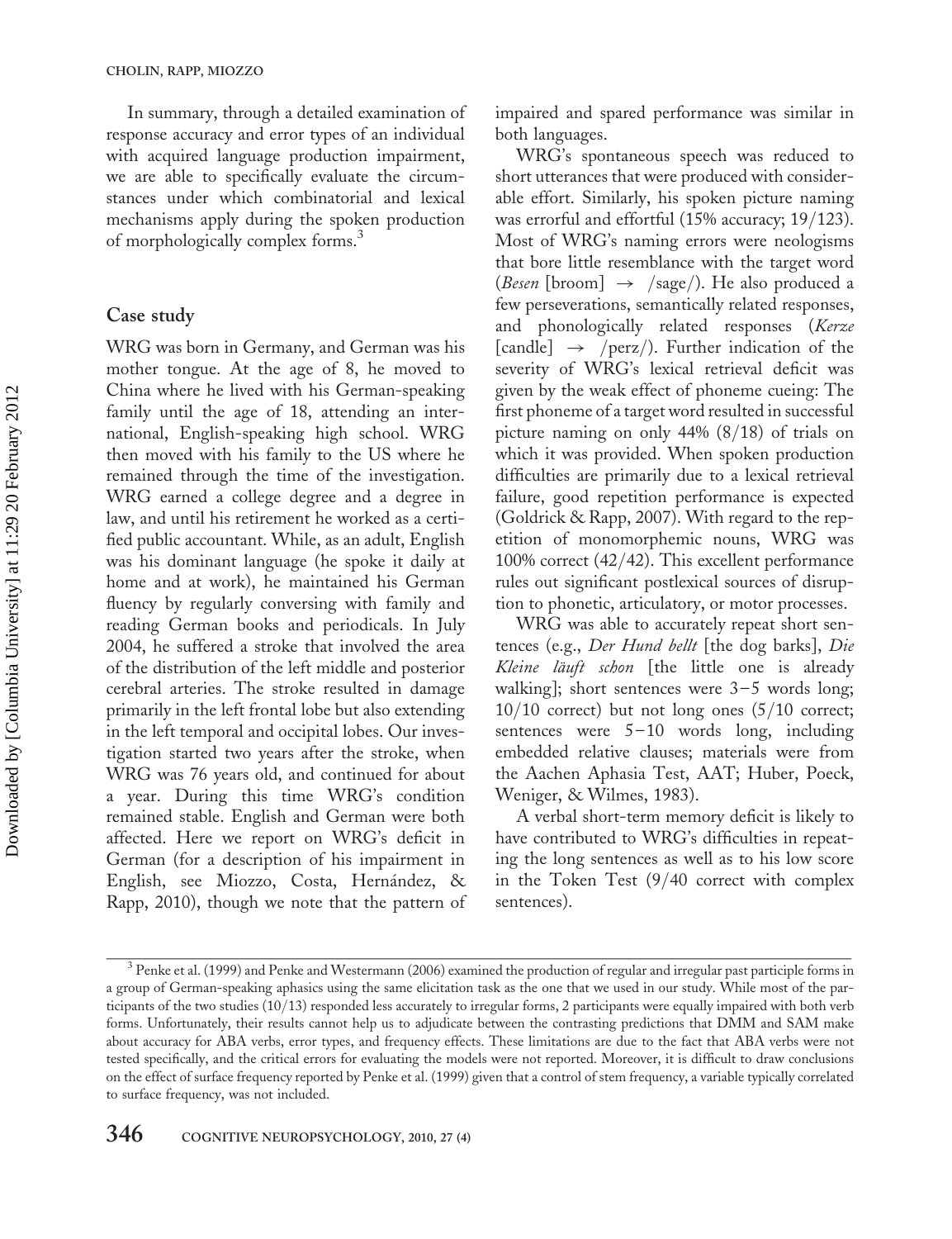In summary, through a detailed examination of response accuracy and error types of an individual with acquired language production impairment, we are able to specifically evaluate the circumstances under which combinatorial and lexical mechanisms apply during the spoken production of morphologically complex forms.[3]

## Case study

WRG was born in Germany, and German was his mother tongue. At the age of 8, he moved to China where he lived with his German-speaking family until the age of 18, attending an international, English-speaking high school. WRG then moved with his family to the US where he remained through the time of the investigation. WRG earned a college degree and a degree in law, and until his retirement he worked as a certified public accountant. While, as an adult, English was his dominant language (he spoke it daily at home and at work), he maintained his German fluency by regularly conversing with family and reading German books and periodicals. In July 2004, he suffered a stroke that involved the area of the distribution of the left middle and posterior cerebral arteries. The stroke resulted in damage primarily in the left frontal lobe but also extending in the left temporal and occipital lobes. Our investigation started two years after the stroke, when WRG was 76 years old, and continued for about a year. During this time WRG's condition remained stable. English and German were both affected. Here we report on WRG's deficit in German (for a description of his impairment in English, see Miozzo, Costa, Hernández, & Rapp, 2010), though we note that the pattern of impaired and spared performance was similar in both languages.

WRG's spontaneous speech was reduced to short utterances that were produced with considerable effort. Similarly, his spoken picture naming was errorful and effortful (15% accuracy; 19/123). Most of WRG's naming errors were neologisms that bore little resemblance with the target word (*Besen* [broom] → /sage/). He also produced a few perseverations, semantically related responses, and phonologically related responses (*Kerze* [candle] → /perz/). Further indication of the severity of WRG's lexical retrieval deficit was given by the weak effect of phoneme cueing: The first phoneme of a target word resulted in successful picture naming on only 44% (8/18) of trials on which it was provided. When spoken production difficulties are primarily due to a lexical retrieval failure, good repetition performance is expected (Goldrick & Rapp, 2007). With regard to the repetition of monomorphemic nouns, WRG was 100% correct (42/42). This excellent performance rules out significant postlexical sources of disruption to phonetic, articulatory, or motor processes.

WRG was able to accurately repeat short sentences (e.g., *Der Hund bellt* [the dog barks], *Die Kleine läuft schon* [the little one is already walking]; short sentences were 3–5 words long; 10/10 correct) but not long ones (5/10 correct; sentences were 5–10 words long, including embedded relative clauses; materials were from the Aachen Aphasia Test, AAT; Huber, Poeck, Weniger, & Wilmes, 1983).

A verbal short-term memory deficit is likely to have contributed to WRG's difficulties in repeating the long sentences as well as to his low score in the Token Test (9/40 correct with complex sentences).

---

[3] Penke et al. (1999) and Penke and Westermann (2006) examined the production of regular and irregular past participle forms in a group of German-speaking aphasics using the same elicitation task as the one that we used in our study. While most of the participants of the two studies (10/13) responded less accurately to irregular forms, 2 participants were equally impaired with both verb forms. Unfortunately, their results cannot help us to adjudicate between the contrasting predictions that DMM and SAM make about accuracy for ABA verbs, error types, and frequency effects. These limitations are due to the fact that ABA verbs were not tested specifically, and the critical errors for evaluating the models were not reported. Moreover, it is difficult to draw conclusions on the effect of surface frequency reported by Penke et al. (1999) given that a control of stem frequency, a variable typically correlated to surface frequency, was not included.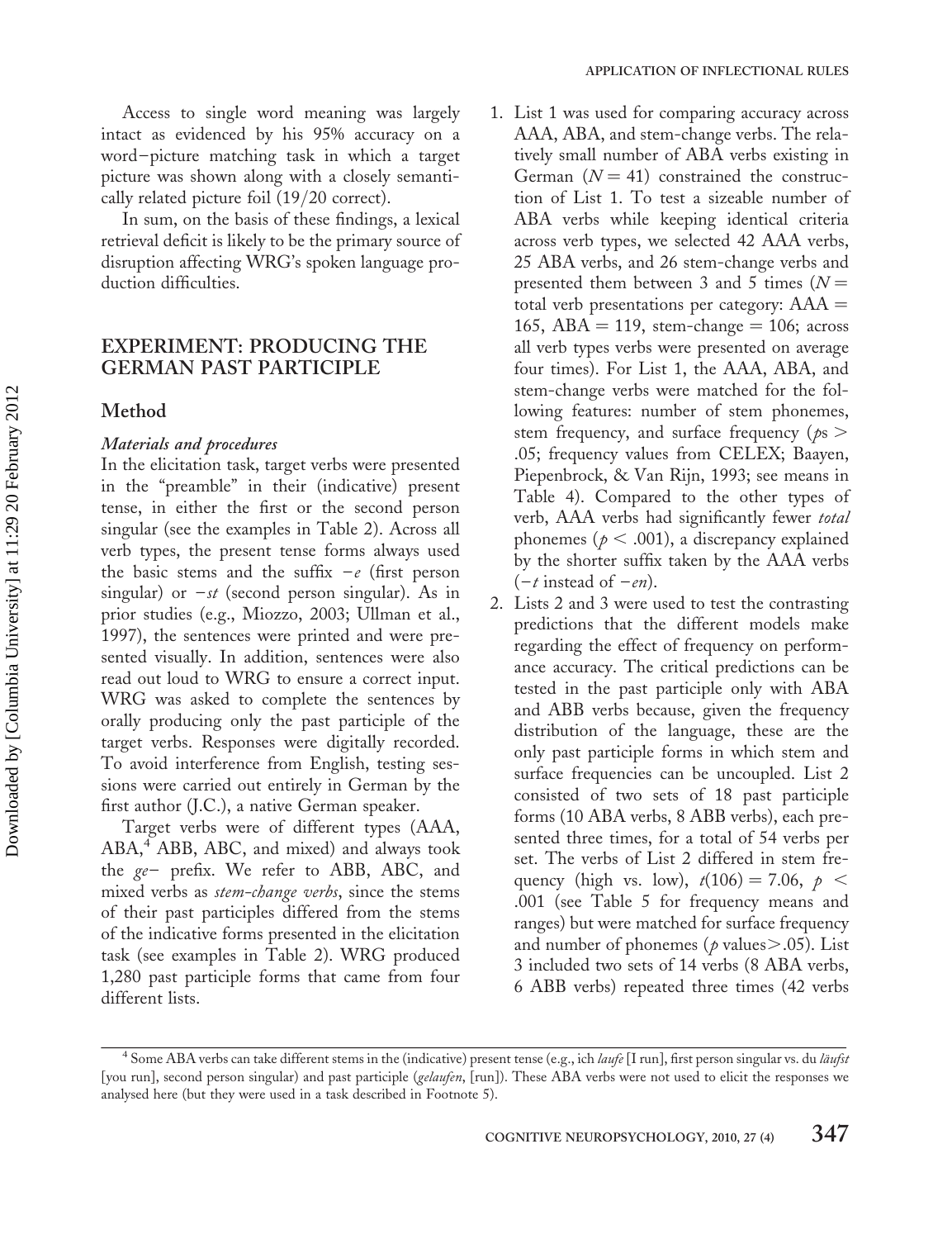Access to single word meaning was largely intact as evidenced by his 95% accuracy on a word–picture matching task in which a target picture was shown along with a closely semantically related picture foil (19/20 correct).

In sum, on the basis of these findings, a lexical retrieval deficit is likely to be the primary source of disruption affecting WRG's spoken language production difficulties.

## EXPERIMENT: PRODUCING THE GERMAN PAST PARTICIPLE

### Method

#### *Materials and procedures*

In the elicitation task, target verbs were presented in the "preamble" in their (indicative) present tense, in either the first or the second person singular (see the examples in Table 2). Across all verb types, the present tense forms always used the basic stems and the suffix *−e* (first person singular) or *−st* (second person singular). As in prior studies (e.g., Miozzo, 2003; Ullman et al., 1997), the sentences were printed and were presented visually. In addition, sentences were also read out loud to WRG to ensure a correct input. WRG was asked to complete the sentences by orally producing only the past participle of the target verbs. Responses were digitally recorded. To avoid interference from English, testing sessions were carried out entirely in German by the first author (J.C.), a native German speaker.

Target verbs were of different types (AAA, ABA,[4] ABB, ABC, and mixed) and always took the *ge−* prefix. We refer to ABB, ABC, and mixed verbs as *stem-change verbs*, since the stems of their past participles differed from the stems of the indicative forms presented in the elicitation task (see examples in Table 2). WRG produced 1,280 past participle forms that came from four different lists.

1. List 1 was used for comparing accuracy across AAA, ABA, and stem-change verbs. The relatively small number of ABA verbs existing in German ($N = 41$) constrained the construction of List 1. To test a sizeable number of ABA verbs while keeping identical criteria across verb types, we selected 42 AAA verbs, 25 ABA verbs, and 26 stem-change verbs and presented them between 3 and 5 times ($N =$ total verb presentations per category: AAA $=$ 165, ABA $=$ 119, stem-change $=$ 106; across all verb types verbs were presented on average four times). For List 1, the AAA, ABA, and stem-change verbs were matched for the following features: number of stem phonemes, stem frequency, and surface frequency ($p$s $>$ .05; frequency values from CELEX; Baayen, Piepenbrock, & Van Rijn, 1993; see means in Table 4). Compared to the other types of verb, AAA verbs had significantly fewer *total* phonemes ($p < .001$), a discrepancy explained by the shorter suffix taken by the AAA verbs (*−t* instead of *−en*).
2. Lists 2 and 3 were used to test the contrasting predictions that the different models make regarding the effect of frequency on performance accuracy. The critical predictions can be tested in the past participle only with ABA and ABB verbs because, given the frequency distribution of the language, these are the only past participle forms in which stem and surface frequencies can be uncoupled. List 2 consisted of two sets of 18 past participle forms (10 ABA verbs, 8 ABB verbs), each presented three times, for a total of 54 verbs per set. The verbs of List 2 differed in stem frequency (high vs. low), $t(106) = 7.06$, $p <$ .001 (see Table 5 for frequency means and ranges) but were matched for surface frequency and number of phonemes ($p$ values$>$.05). List 3 included two sets of 14 verbs (8 ABA verbs, 6 ABB verbs) repeated three times (42 verbs

[4] Some ABA verbs can take different stems in the (indicative) present tense (e.g., ich *laufe* [I run], first person singular vs. du *läufst* [you run], second person singular) and past participle (*gelaufen*, [run]). These ABA verbs were not used to elicit the responses we analysed here (but they were used in a task described in Footnote 5).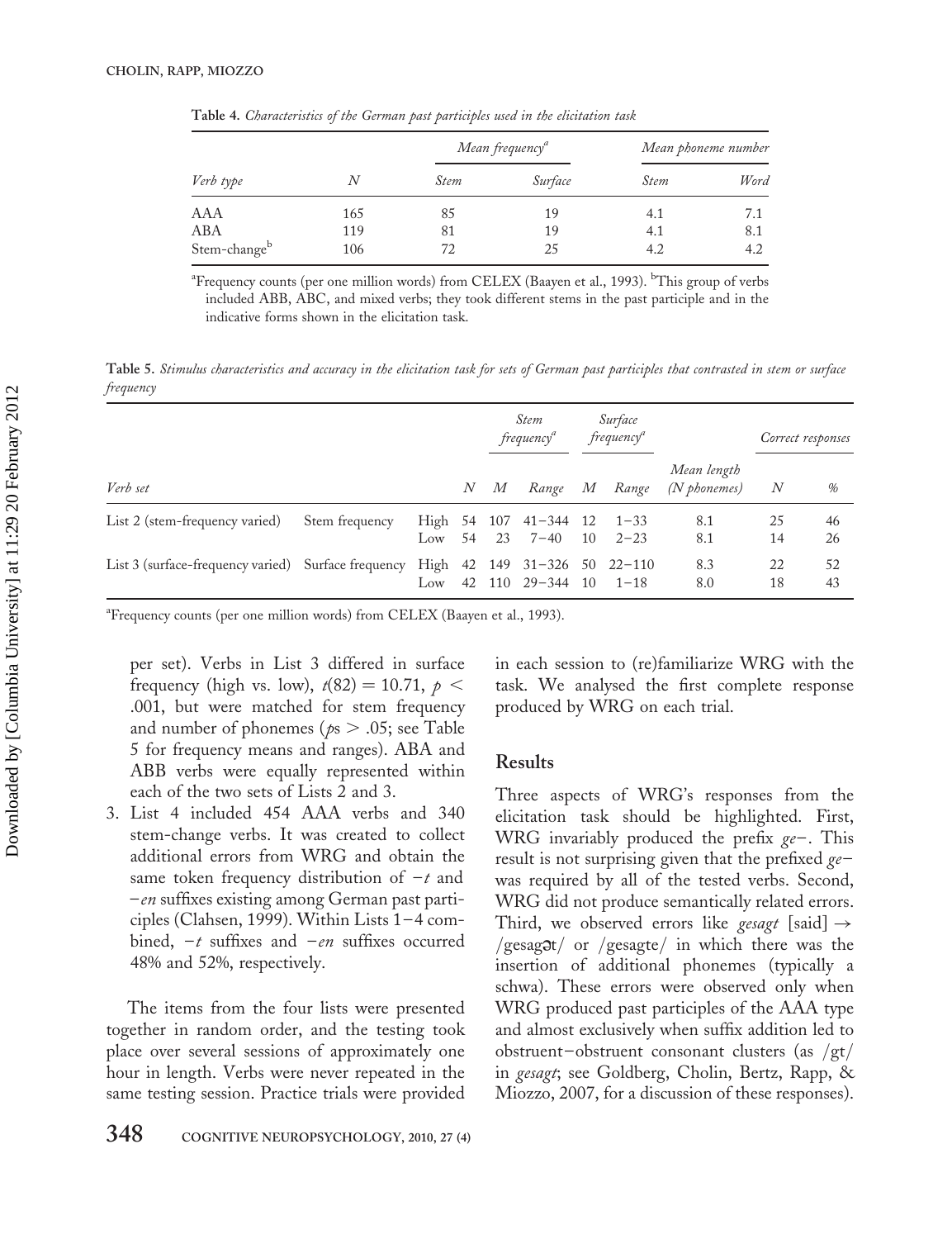**Table 4.** *Characteristics of the German past participles used in the elicitation task*

| | | *Mean frequency*[a] | | *Mean phoneme number* | |
|---|---|---|---|---|---|
| *Verb type* | *N* | *Stem* | *Surface* | *Stem* | *Word* |
| AAA | 165 | 85 | 19 | 4.1 | 7.1 |
| ABA | 119 | 81 | 19 | 4.1 | 8.1 |
| Stem-change[b] | 106 | 72 | 25 | 4.2 | 4.2 |

[a]Frequency counts (per one million words) from CELEX (Baayen et al., 1993). [b]This group of verbs included ABB, ABC, and mixed verbs; they took different stems in the past participle and in the indicative forms shown in the elicitation task.

**Table 5.** *Stimulus characteristics and accuracy in the elicitation task for sets of German past participles that contrasted in stem or surface frequency*

| | | | | *Stem frequency*[a] | | *Surface frequency*[a] | | | *Correct responses* | |
|---|---|---|---|---|---|---|---|---|---|---|
| *Verb set* | | | *N* | *M* | *Range* | *M* | *Range* | *Mean length (N phonemes)* | *N* | *%* |
| List 2 (stem-frequency varied) | Stem frequency | High | 54 | 107 | 41–344 | 12 | 1–33 | 8.1 | 25 | 46 |
| | | Low | 54 | 23 | 7–40 | 10 | 2–23 | 8.1 | 14 | 26 |
| List 3 (surface-frequency varied) | Surface frequency | High | 42 | 149 | 31–326 | 50 | 22–110 | 8.3 | 22 | 52 |
| | | Low | 42 | 110 | 29–344 | 10 | 1–18 | 8.0 | 18 | 43 |

[a]Frequency counts (per one million words) from CELEX (Baayen et al., 1993).

per set). Verbs in List 3 differed in surface frequency (high vs. low), $t(82) = 10.71$, $p < .001$, but were matched for stem frequency and number of phonemes ($p\text{s} > .05$; see Table 5 for frequency means and ranges). ABA and ABB verbs were equally represented within each of the two sets of Lists 2 and 3.

3. List 4 included 454 AAA verbs and 340 stem-change verbs. It was created to collect additional errors from WRG and obtain the same token frequency distribution of *–t* and *–en* suffixes existing among German past participles (Clahsen, 1999). Within Lists 1–4 combined, *–t* suffixes and *–en* suffixes occurred 48% and 52%, respectively.

The items from the four lists were presented together in random order, and the testing took place over several sessions of approximately one hour in length. Verbs were never repeated in the same testing session. Practice trials were provided in each session to (re)familiarize WRG with the task. We analysed the first complete response produced by WRG on each trial.

## Results

Three aspects of WRG's responses from the elicitation task should be highlighted. First, WRG invariably produced the prefix *ge–*. This result is not surprising given that the prefixed *ge–* was required by all of the tested verbs. Second, WRG did not produce semantically related errors. Third, we observed errors like *gesagt* [said] → /gesagət/ or /gesagte/ in which there was the insertion of additional phonemes (typically a schwa). These errors were observed only when WRG produced past participles of the AAA type and almost exclusively when suffix addition led to obstruent–obstruent consonant clusters (as /gt/ in *gesagt*; see Goldberg, Cholin, Bertz, Rapp, & Miozzo, 2007, for a discussion of these responses).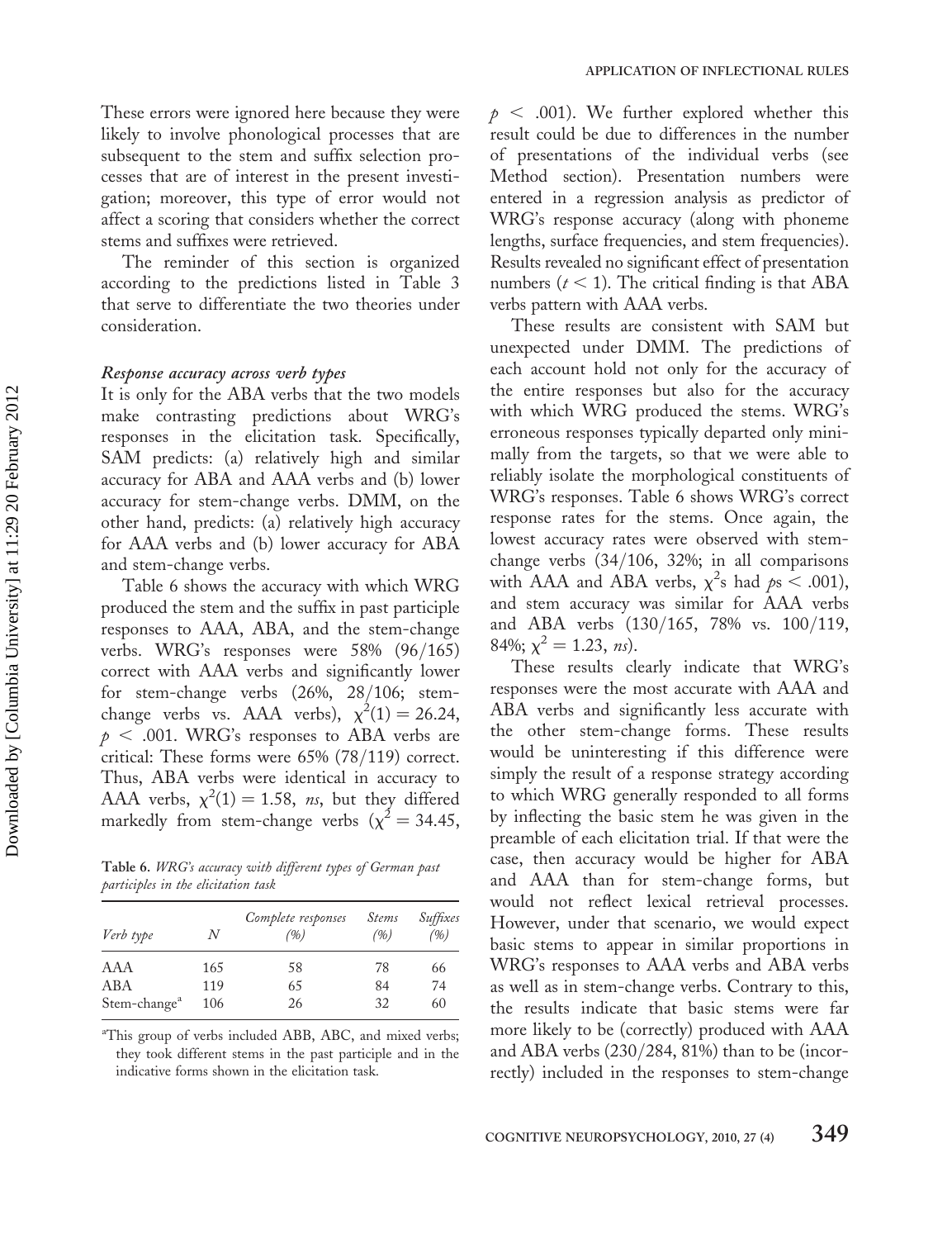These errors were ignored here because they were likely to involve phonological processes that are subsequent to the stem and suffix selection processes that are of interest in the present investigation; moreover, this type of error would not affect a scoring that considers whether the correct stems and suffixes were retrieved.

The reminder of this section is organized according to the predictions listed in Table 3 that serve to differentiate the two theories under consideration.

### *Response accuracy across verb types*

It is only for the ABA verbs that the two models make contrasting predictions about WRG's responses in the elicitation task. Specifically, SAM predicts: (a) relatively high and similar accuracy for ABA and AAA verbs and (b) lower accuracy for stem-change verbs. DMM, on the other hand, predicts: (a) relatively high accuracy for AAA verbs and (b) lower accuracy for ABA and stem-change verbs.

Table 6 shows the accuracy with which WRG produced the stem and the suffix in past participle responses to AAA, ABA, and the stem-change verbs. WRG's responses were 58% (96/165) correct with AAA verbs and significantly lower for stem-change verbs (26%, 28/106; stem-change verbs vs. AAA verbs), $\chi^2(1) = 26.24$, $p < .001$. WRG's responses to ABA verbs are critical: These forms were 65% (78/119) correct. Thus, ABA verbs were identical in accuracy to AAA verbs, $\chi^2(1) = 1.58$, *ns*, but they differed markedly from stem-change verbs ($\chi^2 = 34.45$, $p < .001$). We further explored whether this result could be due to differences in the number of presentations of the individual verbs (see Method section). Presentation numbers were entered in a regression analysis as predictor of WRG's response accuracy (along with phoneme lengths, surface frequencies, and stem frequencies). Results revealed no significant effect of presentation numbers ($t < 1$). The critical finding is that ABA verbs pattern with AAA verbs.

**Table 6.** *WRG's accuracy with different types of German past participles in the elicitation task*

| Verb type | N | Complete responses (%) | Stems (%) | Suffixes (%) |
|---|---|---|---|---|
| AAA | 165 | 58 | 78 | 66 |
| ABA | 119 | 65 | 84 | 74 |
| Stem-change[a] | 106 | 26 | 32 | 60 |

[a]This group of verbs included ABB, ABC, and mixed verbs; they took different stems in the past participle and in the indicative forms shown in the elicitation task.

These results are consistent with SAM but unexpected under DMM. The predictions of each account hold not only for the accuracy of the entire responses but also for the accuracy with which WRG produced the stems. WRG's erroneous responses typically departed only minimally from the targets, so that we were able to reliably isolate the morphological constituents of WRG's responses. Table 6 shows WRG's correct response rates for the stems. Once again, the lowest accuracy rates were observed with stem-change verbs (34/106, 32%; in all comparisons with AAA and ABA verbs, $\chi^2$s had $p$s $< .001$), and stem accuracy was similar for AAA verbs and ABA verbs (130/165, 78% vs. 100/119, 84%; $\chi^2 = 1.23$, *ns*).

These results clearly indicate that WRG's responses were the most accurate with AAA and ABA verbs and significantly less accurate with the other stem-change forms. These results would be uninteresting if this difference were simply the result of a response strategy according to which WRG generally responded to all forms by inflecting the basic stem he was given in the preamble of each elicitation trial. If that were the case, then accuracy would be higher for ABA and AAA than for stem-change forms, but would not reflect lexical retrieval processes. However, under that scenario, we would expect basic stems to appear in similar proportions in WRG's responses to AAA verbs and ABA verbs as well as in stem-change verbs. Contrary to this, the results indicate that basic stems were far more likely to be (correctly) produced with AAA and ABA verbs (230/284, 81%) than to be (incorrectly) included in the responses to stem-change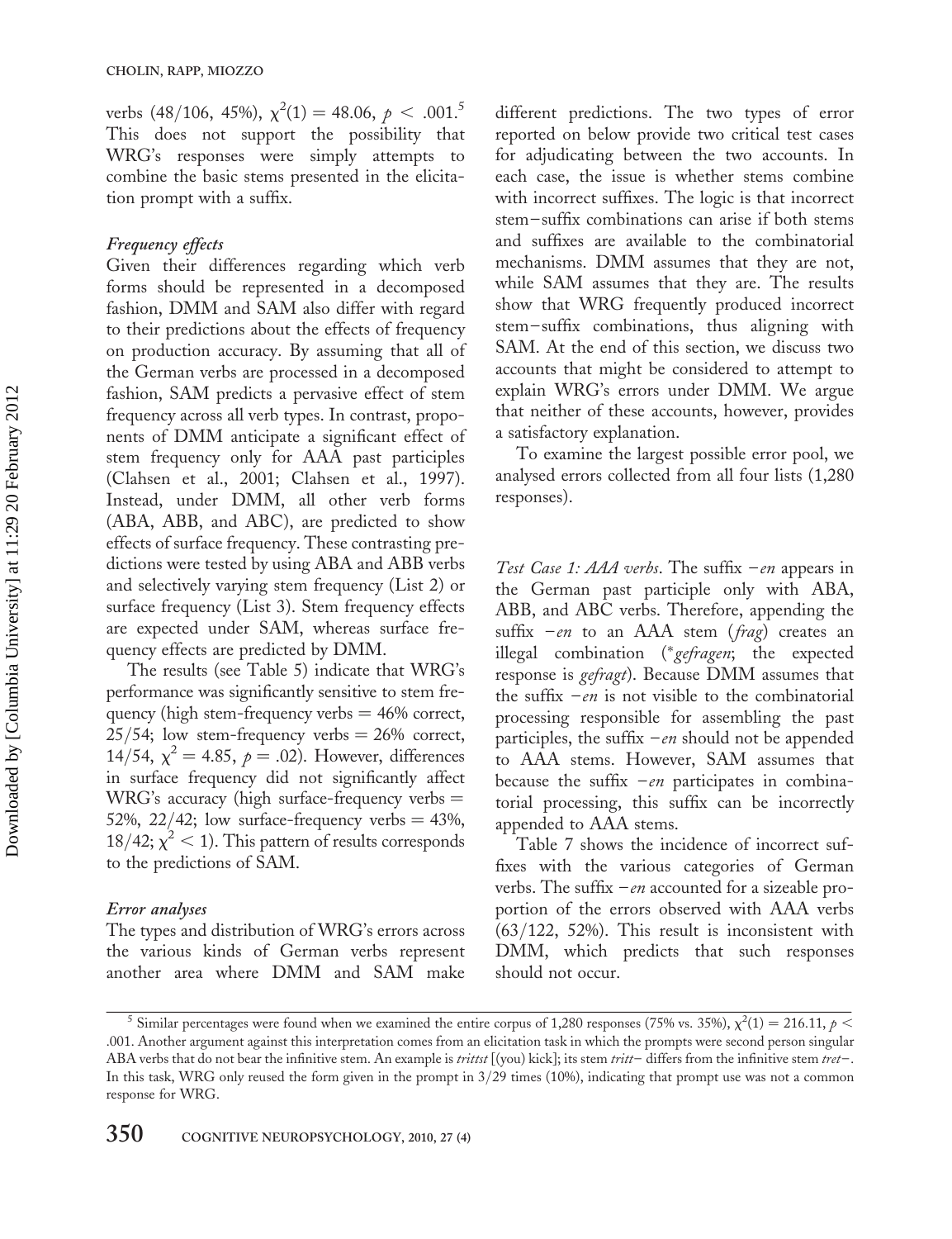verbs (48/106, 45%), $\chi^2(1) = 48.06$, $p < .001$.[5] This does not support the possibility that WRG's responses were simply attempts to combine the basic stems presented in the elicitation prompt with a suffix.

### *Frequency effects*

Given their differences regarding which verb forms should be represented in a decomposed fashion, DMM and SAM also differ with regard to their predictions about the effects of frequency on production accuracy. By assuming that all of the German verbs are processed in a decomposed fashion, SAM predicts a pervasive effect of stem frequency across all verb types. In contrast, proponents of DMM anticipate a significant effect of stem frequency only for AAA past participles (Clahsen et al., 2001; Clahsen et al., 1997). Instead, under DMM, all other verb forms (ABA, ABB, and ABC), are predicted to show effects of surface frequency. These contrasting predictions were tested by using ABA and ABB verbs and selectively varying stem frequency (List 2) or surface frequency (List 3). Stem frequency effects are expected under SAM, whereas surface frequency effects are predicted by DMM.

The results (see Table 5) indicate that WRG's performance was significantly sensitive to stem frequency (high stem-frequency verbs = 46% correct, 25/54; low stem-frequency verbs = 26% correct, 14/54, $\chi^2 = 4.85$, $p = .02$). However, differences in surface frequency did not significantly affect WRG's accuracy (high surface-frequency verbs = 52%, 22/42; low surface-frequency verbs = 43%, 18/42; $\chi^2 < 1$). This pattern of results corresponds to the predictions of SAM.

### *Error analyses*

The types and distribution of WRG's errors across the various kinds of German verbs represent another area where DMM and SAM make different predictions. The two types of error reported on below provide two critical test cases for adjudicating between the two accounts. In each case, the issue is whether stems combine with incorrect suffixes. The logic is that incorrect stem–suffix combinations can arise if both stems and suffixes are available to the combinatorial mechanisms. DMM assumes that they are not, while SAM assumes that they are. The results show that WRG frequently produced incorrect stem–suffix combinations, thus aligning with SAM. At the end of this section, we discuss two accounts that might be considered to attempt to explain WRG's errors under DMM. We argue that neither of these accounts, however, provides a satisfactory explanation.

To examine the largest possible error pool, we analysed errors collected from all four lists (1,280 responses).

*Test Case 1: AAA verbs*. The suffix *–en* appears in the German past participle only with ABA, ABB, and ABC verbs. Therefore, appending the suffix *–en* to an AAA stem (*frag*) creates an illegal combination (*\*gefragen*; the expected response is *gefragt*). Because DMM assumes that the suffix *–en* is not visible to the combinatorial processing responsible for assembling the past participles, the suffix *–en* should not be appended to AAA stems. However, SAM assumes that because the suffix *–en* participates in combinatorial processing, this suffix can be incorrectly appended to AAA stems.

Table 7 shows the incidence of incorrect suffixes with the various categories of German verbs. The suffix *–en* accounted for a sizeable proportion of the errors observed with AAA verbs (63/122, 52%). This result is inconsistent with DMM, which predicts that such responses should not occur.

---

[5] Similar percentages were found when we examined the entire corpus of 1,280 responses (75% vs. 35%), $\chi^2(1) = 216.11$, $p < .001$. Another argument against this interpretation comes from an elicitation task in which the prompts were second person singular ABA verbs that do not bear the infinitive stem. An example is *trittst* [(you) kick]; its stem *tritt–* differs from the infinitive stem *tret–*. In this task, WRG only reused the form given in the prompt in 3/29 times (10%), indicating that prompt use was not a common response for WRG.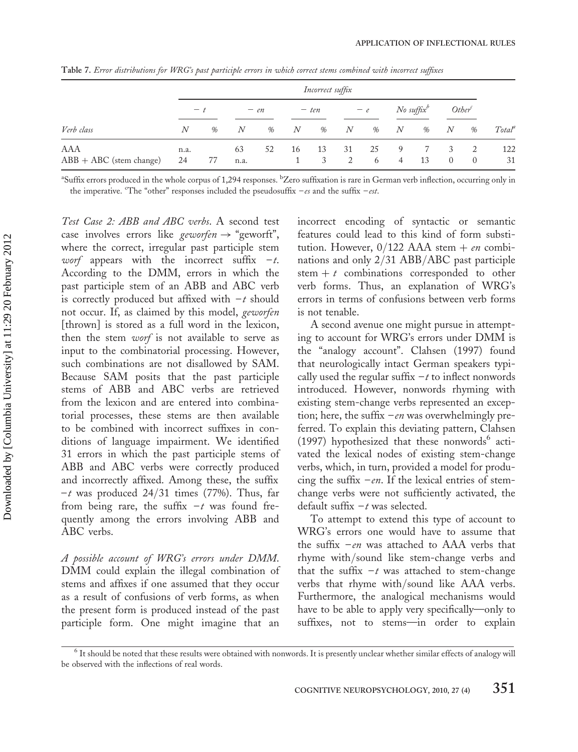**Table 7.** *Error distributions for WRG's past participle errors in which correct stems combined with incorrect suffixes*

| | *Incorrect suffix* | | | | | | | | | | | | |
|---|---|---|---|---|---|---|---|---|---|---|---|---|---|
| | − *t* | | − *en* | | − *ten* | | − *e* | | *No suffix*[b] | | *Other*[c] | | |
| *Verb class* | *N* | % | *N* | % | *N* | % | *N* | % | *N* | % | *N* | % | *Total*[a] |
| AAA | n.a. | | 63 | 52 | 16 | 13 | 31 | 25 | 9 | 7 | 3 | 2 | 122 |
| ABB + ABC (stem change) | 24 | 77 | n.a. | | 1 | 3 | 2 | 6 | 4 | 13 | 0 | 0 | 31 |

[a]Suffix errors produced in the whole corpus of 1,294 responses. [b]Zero suffixation is rare in German verb inflection, occurring only in the imperative. [c]The "other" responses included the pseudosuffix −*es* and the suffix −*est*.

*Test Case 2: ABB and ABC verbs*. A second test case involves errors like *geworfen* → "geworft", where the correct, irregular past participle stem *worf* appears with the incorrect suffix −*t*. According to the DMM, errors in which the past participle stem of an ABB and ABC verb is correctly produced but affixed with −*t* should not occur. If, as claimed by this model, *geworfen* [thrown] is stored as a full word in the lexicon, then the stem *worf* is not available to serve as input to the combinatorial processing. However, such combinations are not disallowed by SAM. Because SAM posits that the past participle stems of ABB and ABC verbs are retrieved from the lexicon and are entered into combinatorial processes, these stems are then available to be combined with incorrect suffixes in conditions of language impairment. We identified 31 errors in which the past participle stems of ABB and ABC verbs were correctly produced and incorrectly affixed. Among these, the suffix −*t* was produced 24/31 times (77%). Thus, far from being rare, the suffix −*t* was found frequently among the errors involving ABB and ABC verbs.

*A possible account of WRG's errors under DMM.* DMM could explain the illegal combination of stems and affixes if one assumed that they occur as a result of confusions of verb forms, as when the present form is produced instead of the past participle form. One might imagine that an incorrect encoding of syntactic or semantic features could lead to this kind of form substitution. However, 0/122 AAA stem + *en* combinations and only 2/31 ABB/ABC past participle stem + *t* combinations corresponded to other verb forms. Thus, an explanation of WRG's errors in terms of confusions between verb forms is not tenable.

A second avenue one might pursue in attempting to account for WRG's errors under DMM is the "analogy account". Clahsen (1997) found that neurologically intact German speakers typically used the regular suffix −*t* to inflect nonwords introduced. However, nonwords rhyming with existing stem-change verbs represented an exception; here, the suffix −*en* was overwhelmingly preferred. To explain this deviating pattern, Clahsen (1997) hypothesized that these nonwords[6] activated the lexical nodes of existing stem-change verbs, which, in turn, provided a model for producing the suffix −*en*. If the lexical entries of stem-change verbs were not sufficiently activated, the default suffix −*t* was selected.

To attempt to extend this type of account to WRG's errors one would have to assume that the suffix −*en* was attached to AAA verbs that rhyme with/sound like stem-change verbs and that the suffix −*t* was attached to stem-change verbs that rhyme with/sound like AAA verbs. Furthermore, the analogical mechanisms would have to be able to apply very specifically—only to suffixes, not to stems—in order to explain

[6] It should be noted that these results were obtained with nonwords. It is presently unclear whether similar effects of analogy will be observed with the inflections of real words.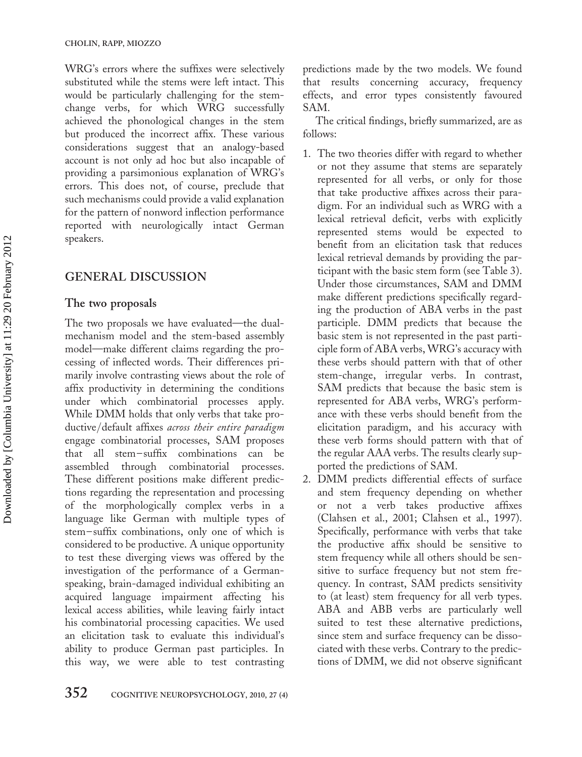WRG's errors where the suffixes were selectively substituted while the stems were left intact. This would be particularly challenging for the stem-change verbs, for which WRG successfully achieved the phonological changes in the stem but produced the incorrect affix. These various considerations suggest that an analogy-based account is not only ad hoc but also incapable of providing a parsimonious explanation of WRG's errors. This does not, of course, preclude that such mechanisms could provide a valid explanation for the pattern of nonword inflection performance reported with neurologically intact German speakers.

# GENERAL DISCUSSION

## The two proposals

The two proposals we have evaluated—the dual-mechanism model and the stem-based assembly model—make different claims regarding the processing of inflected words. Their differences primarily involve contrasting views about the role of affix productivity in determining the conditions under which combinatorial processes apply. While DMM holds that only verbs that take productive/default affixes *across their entire paradigm* engage combinatorial processes, SAM proposes that all stem–suffix combinations can be assembled through combinatorial processes. These different positions make different predictions regarding the representation and processing of the morphologically complex verbs in a language like German with multiple types of stem–suffix combinations, only one of which is considered to be productive. A unique opportunity to test these diverging views was offered by the investigation of the performance of a German-speaking, brain-damaged individual exhibiting an acquired language impairment affecting his lexical access abilities, while leaving fairly intact his combinatorial processing capacities. We used an elicitation task to evaluate this individual's ability to produce German past participles. In this way, we were able to test contrasting predictions made by the two models. We found that results concerning accuracy, frequency effects, and error types consistently favoured SAM.

The critical findings, briefly summarized, are as follows:

1. The two theories differ with regard to whether or not they assume that stems are separately represented for all verbs, or only for those that take productive affixes across their paradigm. For an individual such as WRG with a lexical retrieval deficit, verbs with explicitly represented stems would be expected to benefit from an elicitation task that reduces lexical retrieval demands by providing the participant with the basic stem form (see Table 3). Under those circumstances, SAM and DMM make different predictions specifically regarding the production of ABA verbs in the past participle. DMM predicts that because the basic stem is not represented in the past participle form of ABA verbs, WRG's accuracy with these verbs should pattern with that of other stem-change, irregular verbs. In contrast, SAM predicts that because the basic stem is represented for ABA verbs, WRG's performance with these verbs should benefit from the elicitation paradigm, and his accuracy with these verb forms should pattern with that of the regular AAA verbs. The results clearly supported the predictions of SAM.
2. DMM predicts differential effects of surface and stem frequency depending on whether or not a verb takes productive affixes (Clahsen et al., 2001; Clahsen et al., 1997). Specifically, performance with verbs that take the productive affix should be sensitive to stem frequency while all others should be sensitive to surface frequency but not stem frequency. In contrast, SAM predicts sensitivity to (at least) stem frequency for all verb types. ABA and ABB verbs are particularly well suited to test these alternative predictions, since stem and surface frequency can be dissociated with these verbs. Contrary to the predictions of DMM, we did not observe significant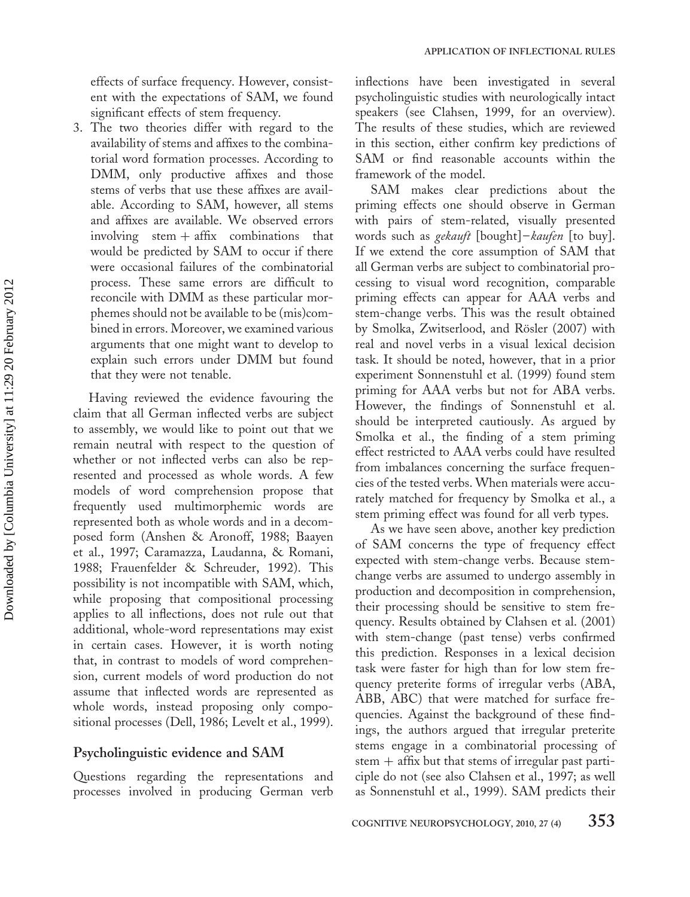effects of surface frequency. However, consistent with the expectations of SAM, we found significant effects of stem frequency.

3. The two theories differ with regard to the availability of stems and affixes to the combinatorial word formation processes. According to DMM, only productive affixes and those stems of verbs that use these affixes are available. According to SAM, however, all stems and affixes are available. We observed errors involving stem + affix combinations that would be predicted by SAM to occur if there were occasional failures of the combinatorial process. These same errors are difficult to reconcile with DMM as these particular morphemes should not be available to be (mis)combined in errors. Moreover, we examined various arguments that one might want to develop to explain such errors under DMM but found that they were not tenable.

Having reviewed the evidence favouring the claim that all German inflected verbs are subject to assembly, we would like to point out that we remain neutral with respect to the question of whether or not inflected verbs can also be represented and processed as whole words. A few models of word comprehension propose that frequently used multimorphemic words are represented both as whole words and in a decomposed form (Anshen & Aronoff, 1988; Baayen et al., 1997; Caramazza, Laudanna, & Romani, 1988; Frauenfelder & Schreuder, 1992). This possibility is not incompatible with SAM, which, while proposing that compositional processing applies to all inflections, does not rule out that additional, whole-word representations may exist in certain cases. However, it is worth noting that, in contrast to models of word comprehension, current models of word production do not assume that inflected words are represented as whole words, instead proposing only compositional processes (Dell, 1986; Levelt et al., 1999).

## Psycholinguistic evidence and SAM

Questions regarding the representations and processes involved in producing German verb inflections have been investigated in several psycholinguistic studies with neurologically intact speakers (see Clahsen, 1999, for an overview). The results of these studies, which are reviewed in this section, either confirm key predictions of SAM or find reasonable accounts within the framework of the model.

SAM makes clear predictions about the priming effects one should observe in German with pairs of stem-related, visually presented words such as *gekauft* [bought]–*kaufen* [to buy]. If we extend the core assumption of SAM that all German verbs are subject to combinatorial processing to visual word recognition, comparable priming effects can appear for AAA verbs and stem-change verbs. This was the result obtained by Smolka, Zwitserlood, and Rösler (2007) with real and novel verbs in a visual lexical decision task. It should be noted, however, that in a prior experiment Sonnenstuhl et al. (1999) found stem priming for AAA verbs but not for ABA verbs. However, the findings of Sonnenstuhl et al. should be interpreted cautiously. As argued by Smolka et al., the finding of a stem priming effect restricted to AAA verbs could have resulted from imbalances concerning the surface frequencies of the tested verbs. When materials were accurately matched for frequency by Smolka et al., a stem priming effect was found for all verb types.

As we have seen above, another key prediction of SAM concerns the type of frequency effect expected with stem-change verbs. Because stem-change verbs are assumed to undergo assembly in production and decomposition in comprehension, their processing should be sensitive to stem frequency. Results obtained by Clahsen et al. (2001) with stem-change (past tense) verbs confirmed this prediction. Responses in a lexical decision task were faster for high than for low stem frequency preterite forms of irregular verbs (ABA, ABB, ABC) that were matched for surface frequencies. Against the background of these findings, the authors argued that irregular preterite stems engage in a combinatorial processing of stem + affix but that stems of irregular past participle do not (see also Clahsen et al., 1997; as well as Sonnenstuhl et al., 1999). SAM predicts their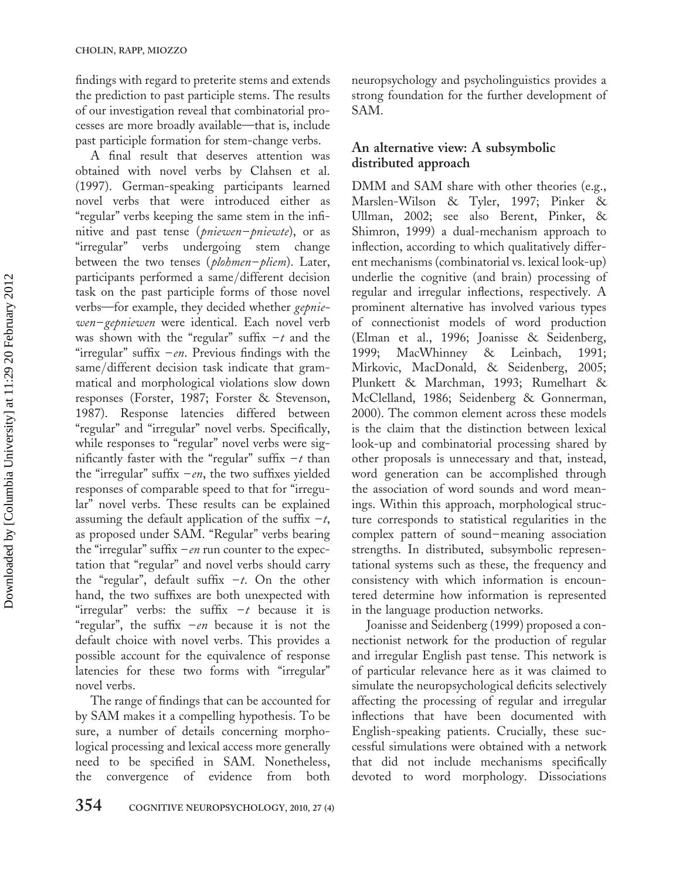findings with regard to preterite stems and extends the prediction to past participle stems. The results of our investigation reveal that combinatorial processes are more broadly available—that is, include past participle formation for stem-change verbs.

A final result that deserves attention was obtained with novel verbs by Clahsen et al. (1997). German-speaking participants learned novel verbs that were introduced either as "regular" verbs keeping the same stem in the infinitive and past tense (*pniewen–pniewte*), or as "irregular" verbs undergoing stem change between the two tenses (*plohmen–pliem*). Later, participants performed a same/different decision task on the past participle forms of those novel verbs—for example, they decided whether *gepniewen–gepniewen* were identical. Each novel verb was shown with the "regular" suffix *–t* and the "irregular" suffix *–en*. Previous findings with the same/different decision task indicate that grammatical and morphological violations slow down responses (Forster, 1987; Forster & Stevenson, 1987). Response latencies differed between "regular" and "irregular" novel verbs. Specifically, while responses to "regular" novel verbs were significantly faster with the "regular" suffix *–t* than the "irregular" suffix *–en*, the two suffixes yielded responses of comparable speed to that for "irregular" novel verbs. These results can be explained assuming the default application of the suffix *–t*, as proposed under SAM. "Regular" verbs bearing the "irregular" suffix *–en* run counter to the expectation that "regular" and novel verbs should carry the "regular", default suffix *–t*. On the other hand, the two suffixes are both unexpected with "irregular" verbs: the suffix *–t* because it is "regular", the suffix *–en* because it is not the default choice with novel verbs. This provides a possible account for the equivalence of response latencies for these two forms with "irregular" novel verbs.

The range of findings that can be accounted for by SAM makes it a compelling hypothesis. To be sure, a number of details concerning morphological processing and lexical access more generally need to be specified in SAM. Nonetheless, the convergence of evidence from both neuropsychology and psycholinguistics provides a strong foundation for the further development of SAM.

## An alternative view: A subsymbolic distributed approach

DMM and SAM share with other theories (e.g., Marslen-Wilson & Tyler, 1997; Pinker & Ullman, 2002; see also Berent, Pinker, & Shimron, 1999) a dual-mechanism approach to inflection, according to which qualitatively different mechanisms (combinatorial vs. lexical look-up) underlie the cognitive (and brain) processing of regular and irregular inflections, respectively. A prominent alternative has involved various types of connectionist models of word production (Elman et al., 1996; Joanisse & Seidenberg, 1999; MacWhinney & Leinbach, 1991; Mirkovic, MacDonald, & Seidenberg, 2005; Plunkett & Marchman, 1993; Rumelhart & McClelland, 1986; Seidenberg & Gonnerman, 2000). The common element across these models is the claim that the distinction between lexical look-up and combinatorial processing shared by other proposals is unnecessary and that, instead, word generation can be accomplished through the association of word sounds and word meanings. Within this approach, morphological structure corresponds to statistical regularities in the complex pattern of sound–meaning association strengths. In distributed, subsymbolic representational systems such as these, the frequency and consistency with which information is encountered determine how information is represented in the language production networks.

Joanisse and Seidenberg (1999) proposed a connectionist network for the production of regular and irregular English past tense. This network is of particular relevance here as it was claimed to simulate the neuropsychological deficits selectively affecting the processing of regular and irregular inflections that have been documented with English-speaking patients. Crucially, these successful simulations were obtained with a network that did not include mechanisms specifically devoted to word morphology. Dissociations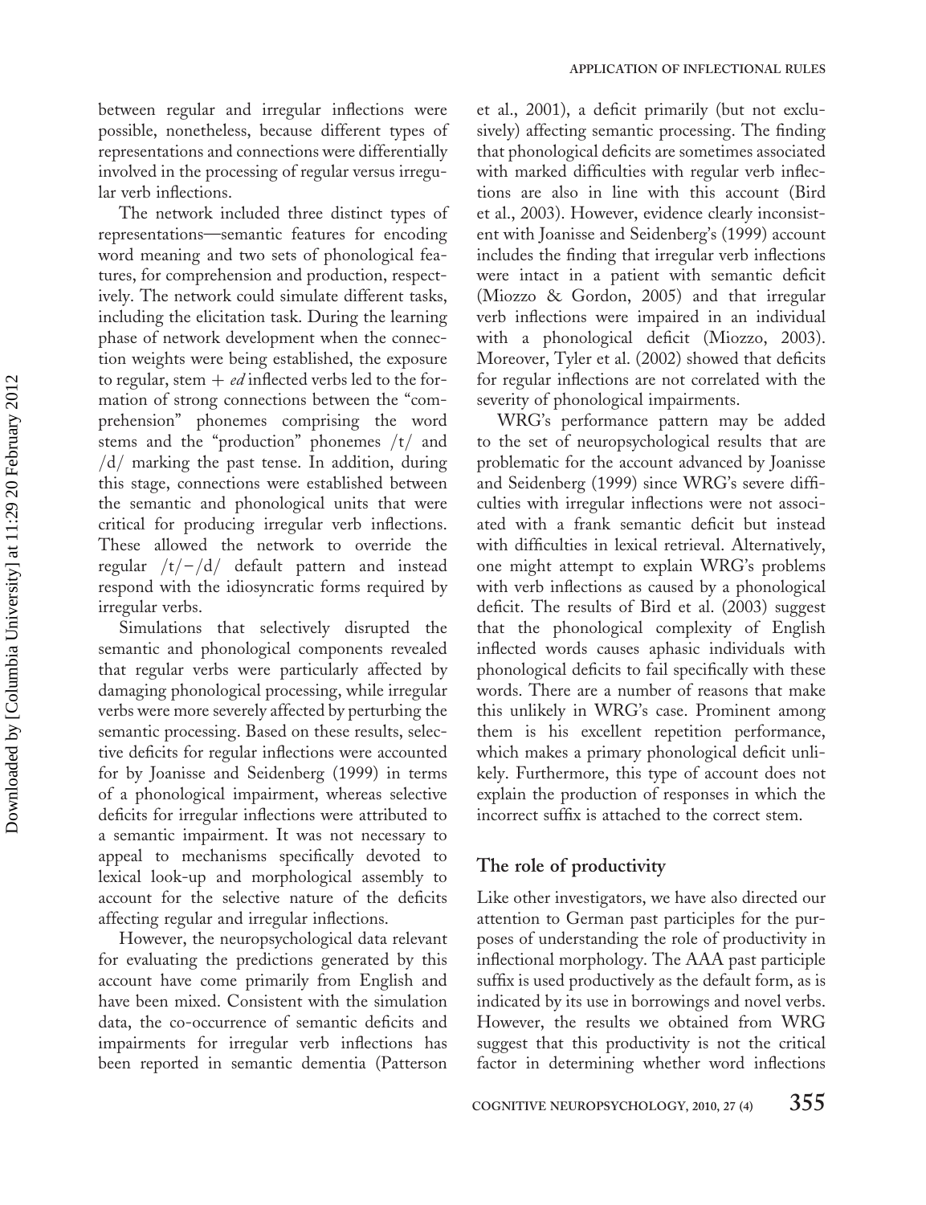between regular and irregular inflections were possible, nonetheless, because different types of representations and connections were differentially involved in the processing of regular versus irregular verb inflections.

The network included three distinct types of representations—semantic features for encoding word meaning and two sets of phonological features, for comprehension and production, respectively. The network could simulate different tasks, including the elicitation task. During the learning phase of network development when the connection weights were being established, the exposure to regular, stem + *ed* inflected verbs led to the formation of strong connections between the "comprehension" phonemes comprising the word stems and the "production" phonemes /t/ and /d/ marking the past tense. In addition, during this stage, connections were established between the semantic and phonological units that were critical for producing irregular verb inflections. These allowed the network to override the regular /t/–/d/ default pattern and instead respond with the idiosyncratic forms required by irregular verbs.

Simulations that selectively disrupted the semantic and phonological components revealed that regular verbs were particularly affected by damaging phonological processing, while irregular verbs were more severely affected by perturbing the semantic processing. Based on these results, selective deficits for regular inflections were accounted for by Joanisse and Seidenberg (1999) in terms of a phonological impairment, whereas selective deficits for irregular inflections were attributed to a semantic impairment. It was not necessary to appeal to mechanisms specifically devoted to lexical look-up and morphological assembly to account for the selective nature of the deficits affecting regular and irregular inflections.

However, the neuropsychological data relevant for evaluating the predictions generated by this account have come primarily from English and have been mixed. Consistent with the simulation data, the co-occurrence of semantic deficits and impairments for irregular verb inflections has been reported in semantic dementia (Patterson et al., 2001), a deficit primarily (but not exclusively) affecting semantic processing. The finding that phonological deficits are sometimes associated with marked difficulties with regular verb inflections are also in line with this account (Bird et al., 2003). However, evidence clearly inconsistent with Joanisse and Seidenberg's (1999) account includes the finding that irregular verb inflections were intact in a patient with semantic deficit (Miozzo & Gordon, 2005) and that irregular verb inflections were impaired in an individual with a phonological deficit (Miozzo, 2003). Moreover, Tyler et al. (2002) showed that deficits for regular inflections are not correlated with the severity of phonological impairments.

WRG's performance pattern may be added to the set of neuropsychological results that are problematic for the account advanced by Joanisse and Seidenberg (1999) since WRG's severe difficulties with irregular inflections were not associated with a frank semantic deficit but instead with difficulties in lexical retrieval. Alternatively, one might attempt to explain WRG's problems with verb inflections as caused by a phonological deficit. The results of Bird et al. (2003) suggest that the phonological complexity of English inflected words causes aphasic individuals with phonological deficits to fail specifically with these words. There are a number of reasons that make this unlikely in WRG's case. Prominent among them is his excellent repetition performance, which makes a primary phonological deficit unlikely. Furthermore, this type of account does not explain the production of responses in which the incorrect suffix is attached to the correct stem.

## The role of productivity

Like other investigators, we have also directed our attention to German past participles for the purposes of understanding the role of productivity in inflectional morphology. The AAA past participle suffix is used productively as the default form, as is indicated by its use in borrowings and novel verbs. However, the results we obtained from WRG suggest that this productivity is not the critical factor in determining whether word inflections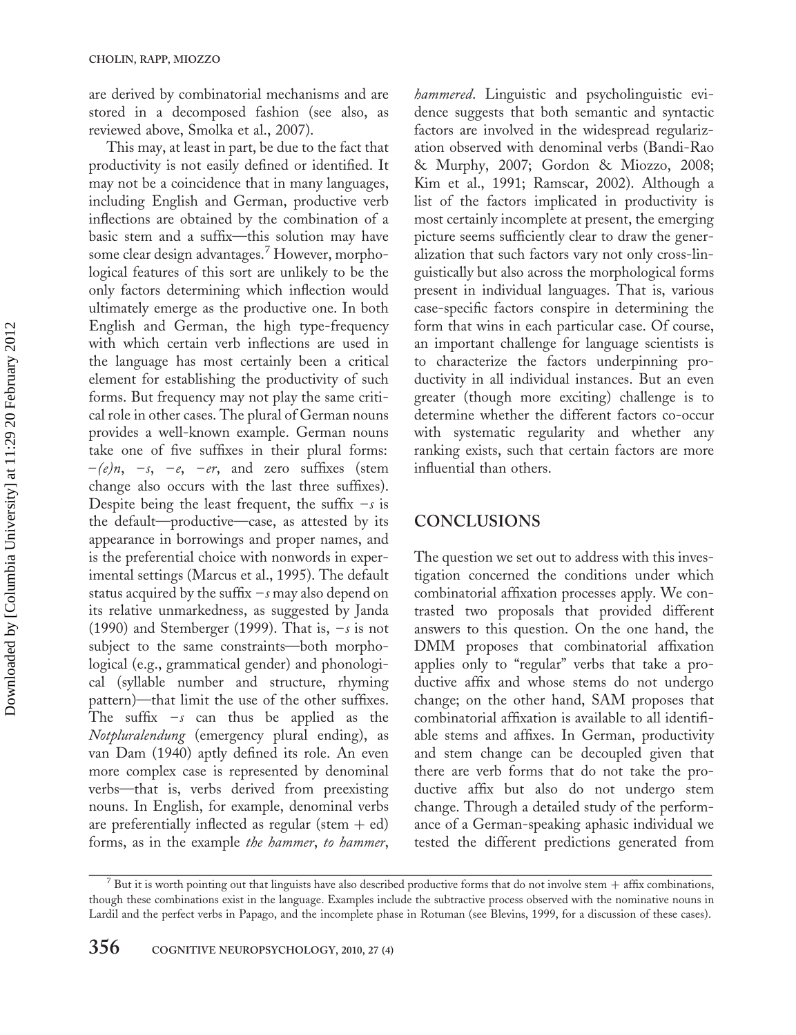are derived by combinatorial mechanisms and are stored in a decomposed fashion (see also, as reviewed above, Smolka et al., 2007).

This may, at least in part, be due to the fact that productivity is not easily defined or identified. It may not be a coincidence that in many languages, including English and German, productive verb inflections are obtained by the combination of a basic stem and a suffix—this solution may have some clear design advantages.[7] However, morphological features of this sort are unlikely to be the only factors determining which inflection would ultimately emerge as the productive one. In both English and German, the high type-frequency with which certain verb inflections are used in the language has most certainly been a critical element for establishing the productivity of such forms. But frequency may not play the same critical role in other cases. The plural of German nouns provides a well-known example. German nouns take one of five suffixes in their plural forms: *−(e)n*, *−s*, *−e*, *−er*, and zero suffixes (stem change also occurs with the last three suffixes). Despite being the least frequent, the suffix *−s* is the default—productive—case, as attested by its appearance in borrowings and proper names, and is the preferential choice with nonwords in experimental settings (Marcus et al., 1995). The default status acquired by the suffix *−s* may also depend on its relative unmarkedness, as suggested by Janda (1990) and Stemberger (1999). That is, *−s* is not subject to the same constraints—both morphological (e.g., grammatical gender) and phonological (syllable number and structure, rhyming pattern)—that limit the use of the other suffixes. The suffix *−s* can thus be applied as the *Notpluralendung* (emergency plural ending), as van Dam (1940) aptly defined its role. An even more complex case is represented by denominal verbs—that is, verbs derived from preexisting nouns. In English, for example, denominal verbs are preferentially inflected as regular (stem + ed) forms, as in the example *the hammer*, *to hammer*, *hammered*. Linguistic and psycholinguistic evidence suggests that both semantic and syntactic factors are involved in the widespread regularization observed with denominal verbs (Bandi-Rao & Murphy, 2007; Gordon & Miozzo, 2008; Kim et al., 1991; Ramscar, 2002). Although a list of the factors implicated in productivity is most certainly incomplete at present, the emerging picture seems sufficiently clear to draw the generalization that such factors vary not only cross-linguistically but also across the morphological forms present in individual languages. That is, various case-specific factors conspire in determining the form that wins in each particular case. Of course, an important challenge for language scientists is to characterize the factors underpinning productivity in all individual instances. But an even greater (though more exciting) challenge is to determine whether the different factors co-occur with systematic regularity and whether any ranking exists, such that certain factors are more influential than others.

## CONCLUSIONS

The question we set out to address with this investigation concerned the conditions under which combinatorial affixation processes apply. We contrasted two proposals that provided different answers to this question. On the one hand, the DMM proposes that combinatorial affixation applies only to "regular" verbs that take a productive affix and whose stems do not undergo change; on the other hand, SAM proposes that combinatorial affixation is available to all identifiable stems and affixes. In German, productivity and stem change can be decoupled given that there are verb forms that do not take the productive affix but also do not undergo stem change. Through a detailed study of the performance of a German-speaking aphasic individual we tested the different predictions generated from

[7] But it is worth pointing out that linguists have also described productive forms that do not involve stem + affix combinations, though these combinations exist in the language. Examples include the subtractive process observed with the nominative nouns in Lardil and the perfect verbs in Papago, and the incomplete phase in Rotuman (see Blevins, 1999, for a discussion of these cases).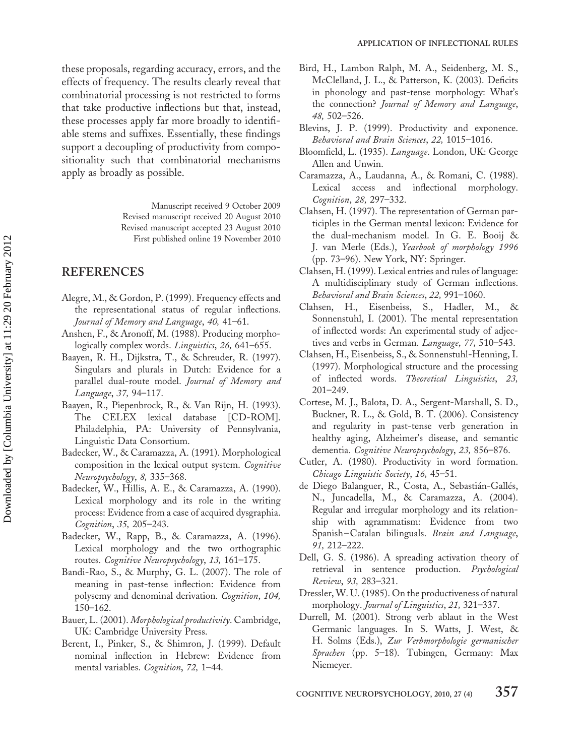these proposals, regarding accuracy, errors, and the effects of frequency. The results clearly reveal that combinatorial processing is not restricted to forms that take productive inflections but that, instead, these processes apply far more broadly to identifiable stems and suffixes. Essentially, these findings support a decoupling of productivity from compositionality such that combinatorial mechanisms apply as broadly as possible.

Manuscript received 9 October 2009
Revised manuscript received 20 August 2010
Revised manuscript accepted 23 August 2010
First published online 19 November 2010

## REFERENCES

Alegre, M., & Gordon, P. (1999). Frequency effects and the representational status of regular inflections. *Journal of Memory and Language*, *40,* 41–61.

Anshen, F., & Aronoff, M. (1988). Producing morphologically complex words. *Linguistics*, *26,* 641–655.

Baayen, R. H., Dijkstra, T., & Schreuder, R. (1997). Singulars and plurals in Dutch: Evidence for a parallel dual-route model. *Journal of Memory and Language*, *37,* 94–117.

Baayen, R., Piepenbrock, R., & Van Rijn, H. (1993). The CELEX lexical database [CD-ROM]. Philadelphia, PA: University of Pennsylvania, Linguistic Data Consortium.

Badecker, W., & Caramazza, A. (1991). Morphological composition in the lexical output system. *Cognitive Neuropsychology*, *8,* 335–368.

Badecker, W., Hillis, A. E., & Caramazza, A. (1990). Lexical morphology and its role in the writing process: Evidence from a case of acquired dysgraphia. *Cognition*, *35,* 205–243.

Badecker, W., Rapp, B., & Caramazza, A. (1996). Lexical morphology and the two orthographic routes. *Cognitive Neuropsychology*, *13,* 161–175.

Bandi-Rao, S., & Murphy, G. L. (2007). The role of meaning in past-tense inflection: Evidence from polysemy and denominal derivation. *Cognition*, *104,* 150–162.

Bauer, L. (2001). *Morphological productivity*. Cambridge, UK: Cambridge University Press.

Berent, I., Pinker, S., & Shimron, J. (1999). Default nominal inflection in Hebrew: Evidence from mental variables. *Cognition*, *72,* 1–44.

Bird, H., Lambon Ralph, M. A., Seidenberg, M. S., McClelland, J. L., & Patterson, K. (2003). Deficits in phonology and past-tense morphology: What's the connection? *Journal of Memory and Language*, *48,* 502–526.

Blevins, J. P. (1999). Productivity and exponence. *Behavioral and Brain Sciences*, *22,* 1015–1016.

Bloomfield, L. (1935). *Language*. London, UK: George Allen and Unwin.

Caramazza, A., Laudanna, A., & Romani, C. (1988). Lexical access and inflectional morphology. *Cognition*, *28,* 297–332.

Clahsen, H. (1997). The representation of German participles in the German mental lexicon: Evidence for the dual-mechanism model. In G. E. Booij & J. van Merle (Eds.), *Yearbook of morphology 1996* (pp. 73–96). New York, NY: Springer.

Clahsen, H. (1999). Lexical entries and rules of language: A multidisciplinary study of German inflections. *Behavioral and Brain Sciences*, *22,* 991–1060.

Clahsen, H., Eisenbeiss, S., Hadler, M., & Sonnenstuhl, I. (2001). The mental representation of inflected words: An experimental study of adjectives and verbs in German. *Language*, *77,* 510–543.

Clahsen, H., Eisenbeiss, S., & Sonnenstuhl-Henning, I. (1997). Morphological structure and the processing of inflected words. *Theoretical Linguistics*, *23,* 201–249.

Cortese, M. J., Balota, D. A., Sergent-Marshall, S. D., Buckner, R. L., & Gold, B. T. (2006). Consistency and regularity in past-tense verb generation in healthy aging, Alzheimer's disease, and semantic dementia. *Cognitive Neuropsychology*, *23,* 856–876.

Cutler, A. (1980). Productivity in word formation. *Chicago Linguistic Society*, *16,* 45–51.

de Diego Balanguer, R., Costa, A., Sebastián-Gallés, N., Juncadella, M., & Caramazza, A. (2004). Regular and irregular morphology and its relationship with agrammatism: Evidence from two Spanish–Catalan bilinguals. *Brain and Language*, *91,* 212–222.

Dell, G. S. (1986). A spreading activation theory of retrieval in sentence production. *Psychological Review*, *93,* 283–321.

Dressler, W. U. (1985). On the productiveness of natural morphology. *Journal of Linguistics*, *21,* 321–337.

Durrell, M. (2001). Strong verb ablaut in the West Germanic languages. In S. Watts, J. West, & H. Solms (Eds.), *Zur Verbmorphologie germanischer Sprachen* (pp. 5–18). Tubingen, Germany: Max Niemeyer.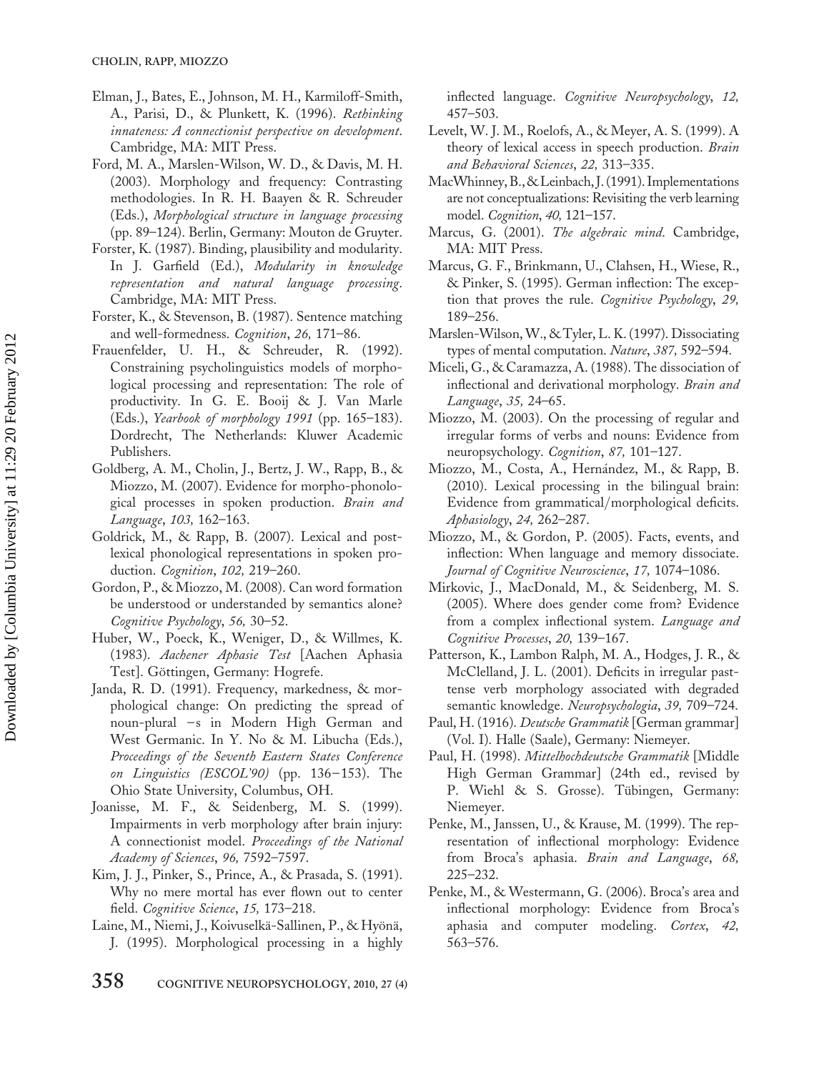Elman, J., Bates, E., Johnson, M. H., Karmiloff-Smith, A., Parisi, D., & Plunkett, K. (1996). *Rethinking innateness: A connectionist perspective on development*. Cambridge, MA: MIT Press.

Ford, M. A., Marslen-Wilson, W. D., & Davis, M. H. (2003). Morphology and frequency: Contrasting methodologies. In R. H. Baayen & R. Schreuder (Eds.), *Morphological structure in language processing* (pp. 89–124). Berlin, Germany: Mouton de Gruyter.

Forster, K. (1987). Binding, plausibility and modularity. In J. Garfield (Ed.), *Modularity in knowledge representation and natural language processing*. Cambridge, MA: MIT Press.

Forster, K., & Stevenson, B. (1987). Sentence matching and well-formedness. *Cognition*, *26*, 171–86.

Frauenfelder, U. H., & Schreuder, R. (1992). Constraining psycholinguistics models of morphological processing and representation: The role of productivity. In G. E. Booij & J. Van Marle (Eds.), *Yearbook of morphology 1991* (pp. 165–183). Dordrecht, The Netherlands: Kluwer Academic Publishers.

Goldberg, A. M., Cholin, J., Bertz, J. W., Rapp, B., & Miozzo, M. (2007). Evidence for morpho-phonological processes in spoken production. *Brain and Language*, *103,* 162–163.

Goldrick, M., & Rapp, B. (2007). Lexical and post-lexical phonological representations in spoken production. *Cognition*, *102,* 219–260.

Gordon, P., & Miozzo, M. (2008). Can word formation be understood or understanded by semantics alone? *Cognitive Psychology*, *56,* 30–52.

Huber, W., Poeck, K., Weniger, D., & Willmes, K. (1983). *Aachener Aphasie Test* [Aachen Aphasia Test]. Göttingen, Germany: Hogrefe.

Janda, R. D. (1991). Frequency, markedness, & morphological change: On predicting the spread of noun-plural –s in Modern High German and West Germanic. In Y. No & M. Libucha (Eds.), *Proceedings of the Seventh Eastern States Conference on Linguistics (ESCOL'90)* (pp. 136–153). The Ohio State University, Columbus, OH.

Joanisse, M. F., & Seidenberg, M. S. (1999). Impairments in verb morphology after brain injury: A connectionist model. *Proceedings of the National Academy of Sciences*, *96,* 7592–7597.

Kim, J. J., Pinker, S., Prince, A., & Prasada, S. (1991). Why no mere mortal has ever flown out to center field. *Cognitive Science*, *15,* 173–218.

Laine, M., Niemi, J., Koivuselkä-Sallinen, P., & Hyönä, J. (1995). Morphological processing in a highly inflected language. *Cognitive Neuropsychology*, *12,* 457–503.

Levelt, W. J. M., Roelofs, A., & Meyer, A. S. (1999). A theory of lexical access in speech production. *Brain and Behavioral Sciences*, *22,* 313–335.

MacWhinney, B., & Leinbach, J. (1991). Implementations are not conceptualizations: Revisiting the verb learning model. *Cognition*, *40,* 121–157.

Marcus, G. (2001). *The algebraic mind*. Cambridge, MA: MIT Press.

Marcus, G. F., Brinkmann, U., Clahsen, H., Wiese, R., & Pinker, S. (1995). German inflection: The exception that proves the rule. *Cognitive Psychology*, *29,* 189–256.

Marslen-Wilson, W., & Tyler, L. K. (1997). Dissociating types of mental computation. *Nature*, *387,* 592–594.

Miceli, G., & Caramazza, A. (1988). The dissociation of inflectional and derivational morphology. *Brain and Language*, *35,* 24–65.

Miozzo, M. (2003). On the processing of regular and irregular forms of verbs and nouns: Evidence from neuropsychology. *Cognition*, *87,* 101–127.

Miozzo, M., Costa, A., Hernández, M., & Rapp, B. (2010). Lexical processing in the bilingual brain: Evidence from grammatical/morphological deficits. *Aphasiology*, *24,* 262–287.

Miozzo, M., & Gordon, P. (2005). Facts, events, and inflection: When language and memory dissociate. *Journal of Cognitive Neuroscience*, *17,* 1074–1086.

Mirkovic, J., MacDonald, M., & Seidenberg, M. S. (2005). Where does gender come from? Evidence from a complex inflectional system. *Language and Cognitive Processes*, *20,* 139–167.

Patterson, K., Lambon Ralph, M. A., Hodges, J. R., & McClelland, J. L. (2001). Deficits in irregular past-tense verb morphology associated with degraded semantic knowledge. *Neuropsychologia*, *39,* 709–724.

Paul, H. (1916). *Deutsche Grammatik* [German grammar] (Vol. I). Halle (Saale), Germany: Niemeyer.

Paul, H. (1998). *Mittelhochdeutsche Grammatik* [Middle High German Grammar] (24th ed., revised by P. Wiehl & S. Grosse). Tübingen, Germany: Niemeyer.

Penke, M., Janssen, U., & Krause, M. (1999). The representation of inflectional morphology: Evidence from Broca's aphasia. *Brain and Language*, *68,* 225–232.

Penke, M., & Westermann, G. (2006). Broca's area and inflectional morphology: Evidence from Broca's aphasia and computer modeling. *Cortex*, *42,* 563–576.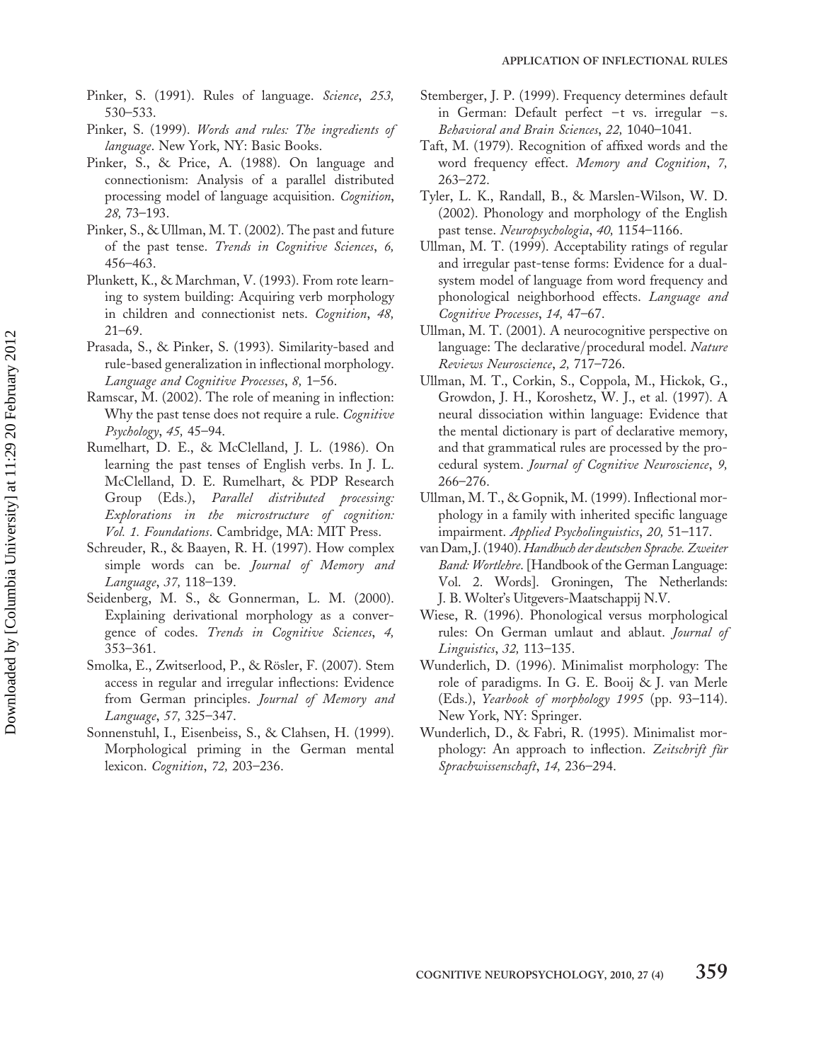Pinker, S. (1991). Rules of language. *Science*, *253,* 530–533.

Pinker, S. (1999). *Words and rules: The ingredients of language*. New York, NY: Basic Books.

Pinker, S., & Price, A. (1988). On language and connectionism: Analysis of a parallel distributed processing model of language acquisition. *Cognition*, *28,* 73–193.

Pinker, S., & Ullman, M. T. (2002). The past and future of the past tense. *Trends in Cognitive Sciences*, *6,* 456–463.

Plunkett, K., & Marchman, V. (1993). From rote learning to system building: Acquiring verb morphology in children and connectionist nets. *Cognition*, *48,* 21–69.

Prasada, S., & Pinker, S. (1993). Similarity-based and rule-based generalization in inflectional morphology. *Language and Cognitive Processes*, *8,* 1–56.

Ramscar, M. (2002). The role of meaning in inflection: Why the past tense does not require a rule. *Cognitive Psychology*, *45,* 45–94.

Rumelhart, D. E., & McClelland, J. L. (1986). On learning the past tenses of English verbs. In J. L. McClelland, D. E. Rumelhart, & PDP Research Group (Eds.), *Parallel distributed processing: Explorations in the microstructure of cognition: Vol. 1. Foundations*. Cambridge, MA: MIT Press.

Schreuder, R., & Baayen, R. H. (1997). How complex simple words can be. *Journal of Memory and Language*, *37,* 118–139.

Seidenberg, M. S., & Gonnerman, L. M. (2000). Explaining derivational morphology as a convergence of codes. *Trends in Cognitive Sciences*, *4,* 353–361.

Smolka, E., Zwitserlood, P., & Rösler, F. (2007). Stem access in regular and irregular inflections: Evidence from German principles. *Journal of Memory and Language*, *57,* 325–347.

Sonnenstuhl, I., Eisenbeiss, S., & Clahsen, H. (1999). Morphological priming in the German mental lexicon. *Cognition*, *72,* 203–236.

Stemberger, J. P. (1999). Frequency determines default in German: Default perfect –t vs. irregular –s. *Behavioral and Brain Sciences*, *22,* 1040–1041.

Taft, M. (1979). Recognition of affixed words and the word frequency effect. *Memory and Cognition*, *7,* 263–272.

Tyler, L. K., Randall, B., & Marslen-Wilson, W. D. (2002). Phonology and morphology of the English past tense. *Neuropsychologia*, *40,* 1154–1166.

Ullman, M. T. (1999). Acceptability ratings of regular and irregular past-tense forms: Evidence for a dual-system model of language from word frequency and phonological neighborhood effects. *Language and Cognitive Processes*, *14,* 47–67.

Ullman, M. T. (2001). A neurocognitive perspective on language: The declarative/procedural model. *Nature Reviews Neuroscience*, *2,* 717–726.

Ullman, M. T., Corkin, S., Coppola, M., Hickok, G., Growdon, J. H., Koroshetz, W. J., et al. (1997). A neural dissociation within language: Evidence that the mental dictionary is part of declarative memory, and that grammatical rules are processed by the procedural system. *Journal of Cognitive Neuroscience*, *9,* 266–276.

Ullman, M. T., & Gopnik, M. (1999). Inflectional morphology in a family with inherited specific language impairment. *Applied Psycholinguistics*, *20,* 51–117.

van Dam, J. (1940). *Handbuch der deutschen Sprache. Zweiter Band: Wortlehre*. [Handbook of the German Language: Vol. 2. Words]. Groningen, The Netherlands: J. B. Wolter's Uitgevers-Maatschappij N.V.

Wiese, R. (1996). Phonological versus morphological rules: On German umlaut and ablaut. *Journal of Linguistics*, *32,* 113–135.

Wunderlich, D. (1996). Minimalist morphology: The role of paradigms. In G. E. Booij & J. van Merle (Eds.), *Yearbook of morphology 1995* (pp. 93–114). New York, NY: Springer.

Wunderlich, D., & Fabri, R. (1995). Minimalist morphology: An approach to inflection. *Zeitschrift für Sprachwissenschaft*, *14,* 236–294.